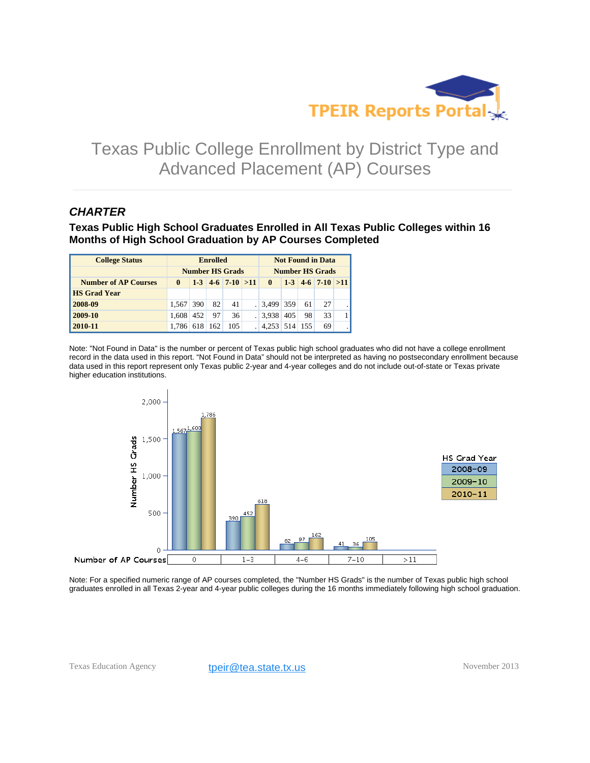TPEIR Reports Portal

# Texas Public College Enrollment by District Type and Advanced Placement (AP) Courses

## *CHARTER*

### Texas Public High School Graduates Enrolled in All Texas Public Colleges within 16 Months of High School Graduation by AP Courses Completed

| College Status | Enrolled | | | | | Not Found in Data | | | | |
|---|---|---|---|---|---|---|---|---|---|---|
| | Number HS Grads | | | | | Number HS Grads | | | | |
| Number of AP Courses | 0 | 1-3 | 4-6 | 7-10 | >11 | 0 | 1-3 | 4-6 | 7-10 | >11 |
| HS Grad Year | | | | | | | | | | |
| 2008-09 | 1,567 | 390 | 82 | 41 | . | 3,499 | 359 | 61 | 27 | . |
| 2009-10 | 1,608 | 452 | 97 | 36 | . | 3,938 | 405 | 98 | 33 | 1 |
| 2010-11 | 1,786 | 618 | 162 | 105 | . | 4,253 | 514 | 155 | 69 | . |

Note: "Not Found in Data" is the number or percent of Texas public high school graduates who did not have a college enrollment record in the data used in this report. "Not Found in Data" should not be interpreted as having no postsecondary enrollment because data used in this report represent only Texas public 2-year and 4-year colleges and do not include out-of-state or Texas private higher education institutions.

Number HS Grads
2,000
1,500
1,000
500
0
1,567 1,608 1,786
390 452 618
82 97 162
41 36 105
Number of AP Courses
0
1-3
4-6
7-10
>11
HS Grad Year
2008-09
2009-10
2010-11

Note: For a specified numeric range of AP courses completed, the "Number HS Grads" is the number of Texas public high school graduates enrolled in all Texas 2-year and 4-year public colleges during the 16 months immediately following high school graduation.

Texas Education Agency tpeir@tea.state.tx.us November 2013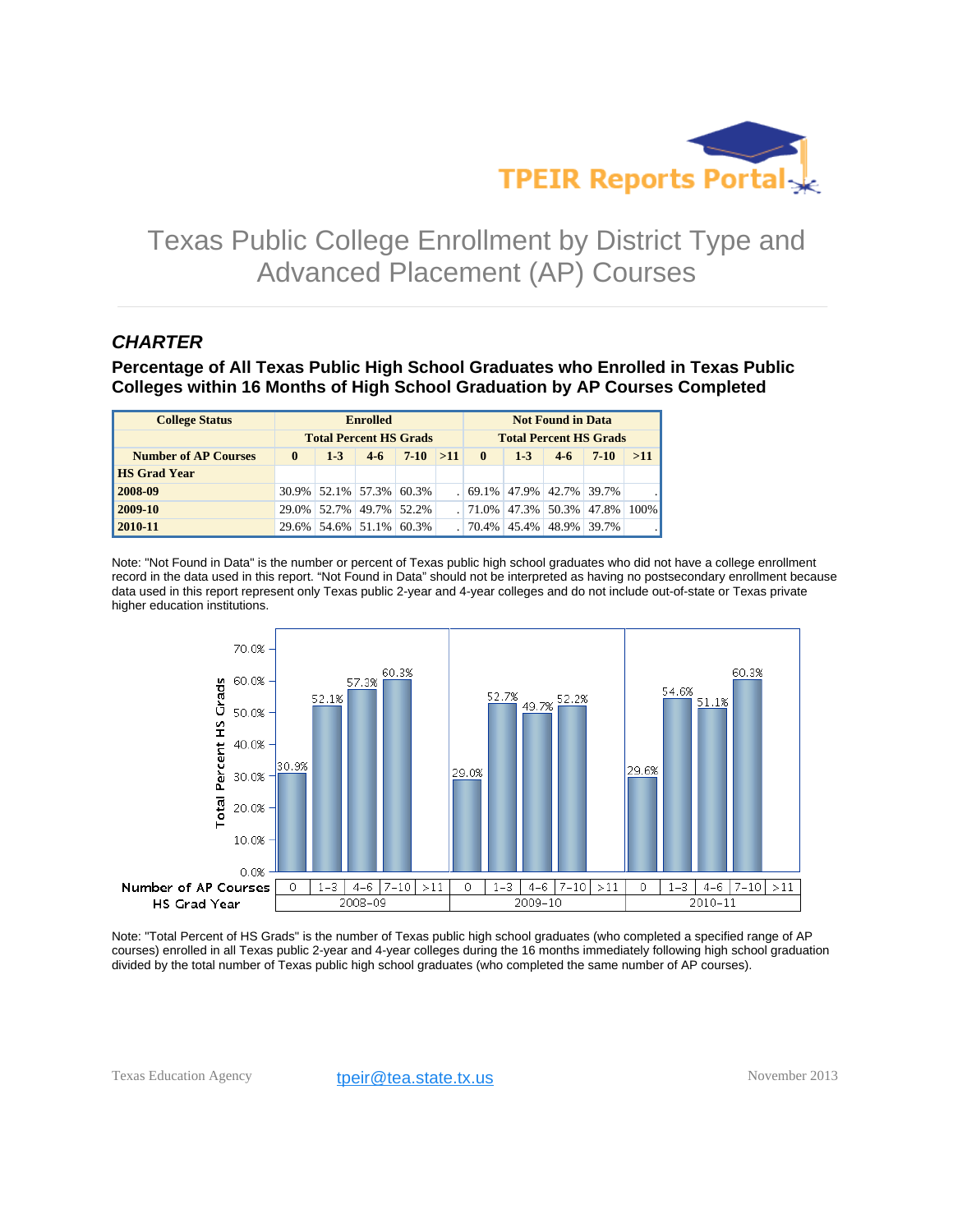# Texas Public College Enrollment by District Type and Advanced Placement (AP) Courses

## *CHARTER*

### Percentage of All Texas Public High School Graduates who Enrolled in Texas Public Colleges within 16 Months of High School Graduation by AP Courses Completed

| College Status | Enrolled | | | | | Not Found in Data | | | | |
|---|---|---|---|---|---|---|---|---|---|---|
| | Total Percent HS Grads | | | | | Total Percent HS Grads | | | | |
| Number of AP Courses | 0 | 1-3 | 4-6 | 7-10 | >11 | 0 | 1-3 | 4-6 | 7-10 | >11 |
| HS Grad Year | | | | | | | | | | |
| 2008-09 | 30.9% | 52.1% | 57.3% | 60.3% | . | 69.1% | 47.9% | 42.7% | 39.7% | . |
| 2009-10 | 29.0% | 52.7% | 49.7% | 52.2% | . | 71.0% | 47.3% | 50.3% | 47.8% | 100% |
| 2010-11 | 29.6% | 54.6% | 51.1% | 60.3% | . | 70.4% | 45.4% | 48.9% | 39.7% | . |

Note: "Not Found in Data" is the number or percent of Texas public high school graduates who did not have a college enrollment record in the data used in this report. "Not Found in Data" should not be interpreted as having no postsecondary enrollment because data used in this report represent only Texas public 2-year and 4-year colleges and do not include out-of-state or Texas private higher education institutions.

Total Percent HS Grads

70.0%
60.0%
50.0%
40.0%
30.0%
20.0%
10.0%
0.0%

30.9% 52.1% 57.3% 60.3%
29.0% 52.7% 49.7% 52.2%
29.6% 54.6% 51.1% 60.3%

Number of AP Courses: 0, 1-3, 4-6, 7-10, >11

HS Grad Year: 2008-09, 2009-10, 2010-11

Note: "Total Percent of HS Grads" is the number of Texas public high school graduates (who completed a specified range of AP courses) enrolled in all Texas public 2-year and 4-year colleges during the 16 months immediately following high school graduation divided by the total number of Texas public high school graduates (who completed the same number of AP courses).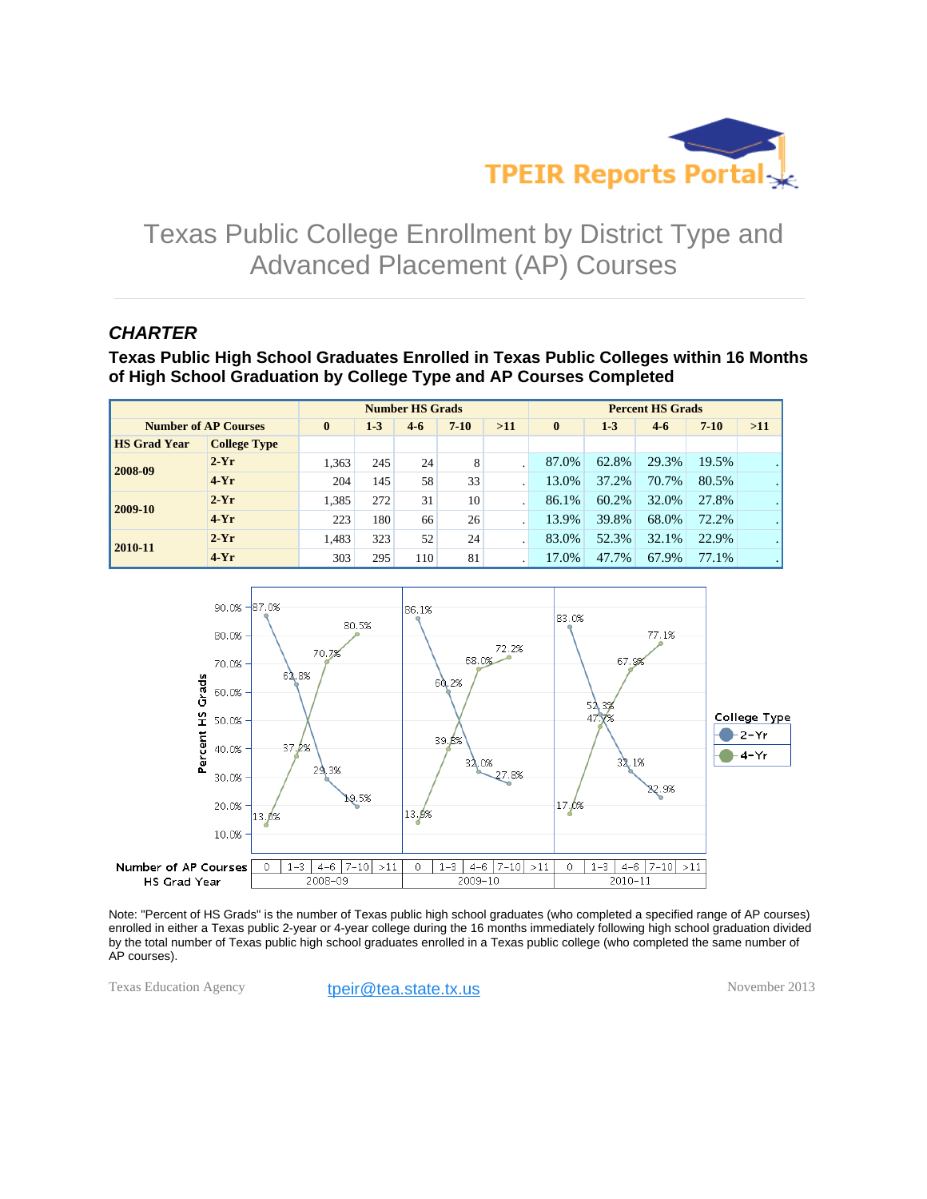TPEIR Reports Portal

# Texas Public College Enrollment by District Type and Advanced Placement (AP) Courses

## *CHARTER*

### Texas Public High School Graduates Enrolled in Texas Public Colleges within 16 Months of High School Graduation by College Type and AP Courses Completed

| | | Number HS Grads | | | | | Percent HS Grads | | | | |
|---|---|---|---|---|---|---|---|---|---|---|---|
| **Number of AP Courses** | | **0** | **1-3** | **4-6** | **7-10** | **>11** | **0** | **1-3** | **4-6** | **7-10** | **>11** |
| **HS Grad Year** | **College Type** | | | | | | | | | | |
| **2008-09** | **2-Yr** | 1,363 | 245 | 24 | 8 | . | 87.0% | 62.8% | 29.3% | 19.5% | . |
| | **4-Yr** | 204 | 145 | 58 | 33 | . | 13.0% | 37.2% | 70.7% | 80.5% | . |
| **2009-10** | **2-Yr** | 1,385 | 272 | 31 | 10 | . | 86.1% | 60.2% | 32.0% | 27.8% | . |
| | **4-Yr** | 223 | 180 | 66 | 26 | . | 13.9% | 39.8% | 68.0% | 72.2% | . |
| **2010-11** | **2-Yr** | 1,483 | 323 | 52 | 24 | . | 83.0% | 52.3% | 32.1% | 22.9% | . |
| | **4-Yr** | 303 | 295 | 110 | 81 | . | 17.0% | 47.7% | 67.9% | 77.1% | . |

Percent HS Grads
90.0% 80.0% 70.0% 60.0% 50.0% 40.0% 30.0% 20.0% 10.0%
87.0% 80.5% 70.7% 62.8% 37.2% 29.3% 19.5% 13.0%
86.1% 72.2% 68.0% 60.2% 39.8% 32.0% 27.8% 13.9%
83.0% 77.1% 67.9% 52.3% 47.7% 32.1% 22.9% 17.0%
Number of AP Courses: 0, 1-3, 4-6, 7-10, >11
HS Grad Year: 2008-09, 2009-10, 2010-11
College Type: 2-Yr, 4-Yr

Note: "Percent of HS Grads" is the number of Texas public high school graduates (who completed a specified range of AP courses) enrolled in either a Texas public 2-year or 4-year college during the 16 months immediately following high school graduation divided by the total number of Texas public high school graduates enrolled in a Texas public college (who completed the same number of AP courses).

Texas Education Agency    tpeir@tea.state.tx.us    November 2013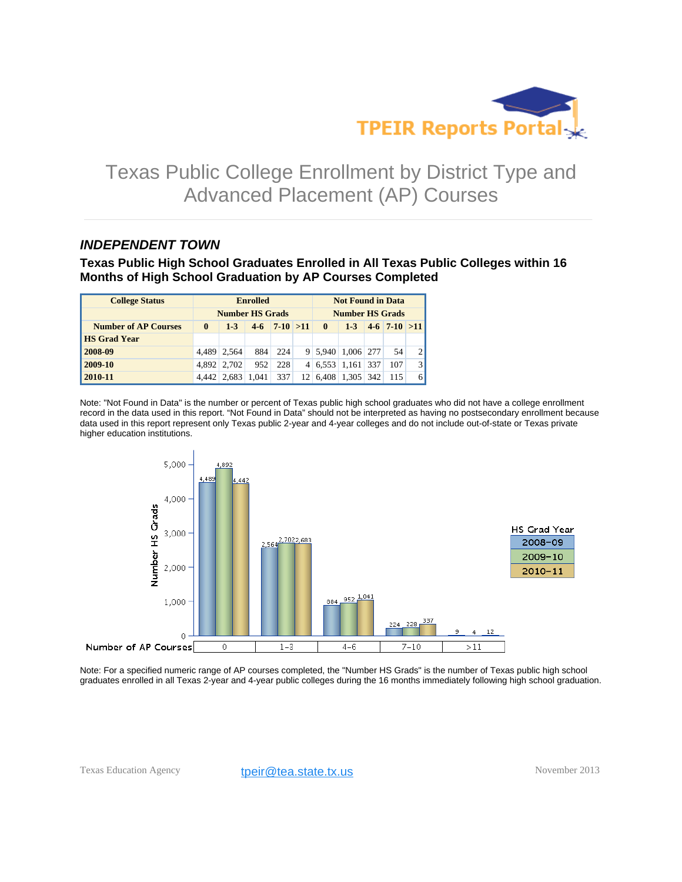TPEIR Reports Portal

# Texas Public College Enrollment by District Type and Advanced Placement (AP) Courses

## *INDEPENDENT TOWN*

### Texas Public High School Graduates Enrolled in All Texas Public Colleges within 16 Months of High School Graduation by AP Courses Completed

| College Status | Enrolled | | | | | Not Found in Data | | | | |
|---|---|---|---|---|---|---|---|---|---|---|
| | Number HS Grads | | | | | Number HS Grads | | | | |
| Number of AP Courses | 0 | 1-3 | 4-6 | 7-10 | >11 | 0 | 1-3 | 4-6 | 7-10 | >11 |
| **HS Grad Year** | | | | | | | | | | |
| **2008-09** | 4,489 | 2,564 | 884 | 224 | 9 | 5,940 | 1,006 | 277 | 54 | 2 |
| **2009-10** | 4,892 | 2,702 | 952 | 228 | 4 | 6,553 | 1,161 | 337 | 107 | 3 |
| **2010-11** | 4,442 | 2,683 | 1,041 | 337 | 12 | 6,408 | 1,305 | 342 | 115 | 6 |

Note: "Not Found in Data" is the number or percent of Texas public high school graduates who did not have a college enrollment record in the data used in this report. "Not Found in Data" should not be interpreted as having no postsecondary enrollment because data used in this report represent only Texas public 2-year and 4-year colleges and do not include out-of-state or Texas private higher education institutions.

Number HS Grads
5,000
4,000
3,000
2,000
1,000
0
4,489 4,892 4,442
2,564 2,702 2,683
884 952 1,041
224 228 337
9 4 12
Number of AP Courses
0
1-3
4-6
7-10
>11
HS Grad Year
2008-09
2009-10
2010-11

Note: For a specified numeric range of AP courses completed, the "Number HS Grads" is the number of Texas public high school graduates enrolled in all Texas 2-year and 4-year public colleges during the 16 months immediately following high school graduation.

Texas Education Agency    tpeir@tea.state.tx.us    November 2013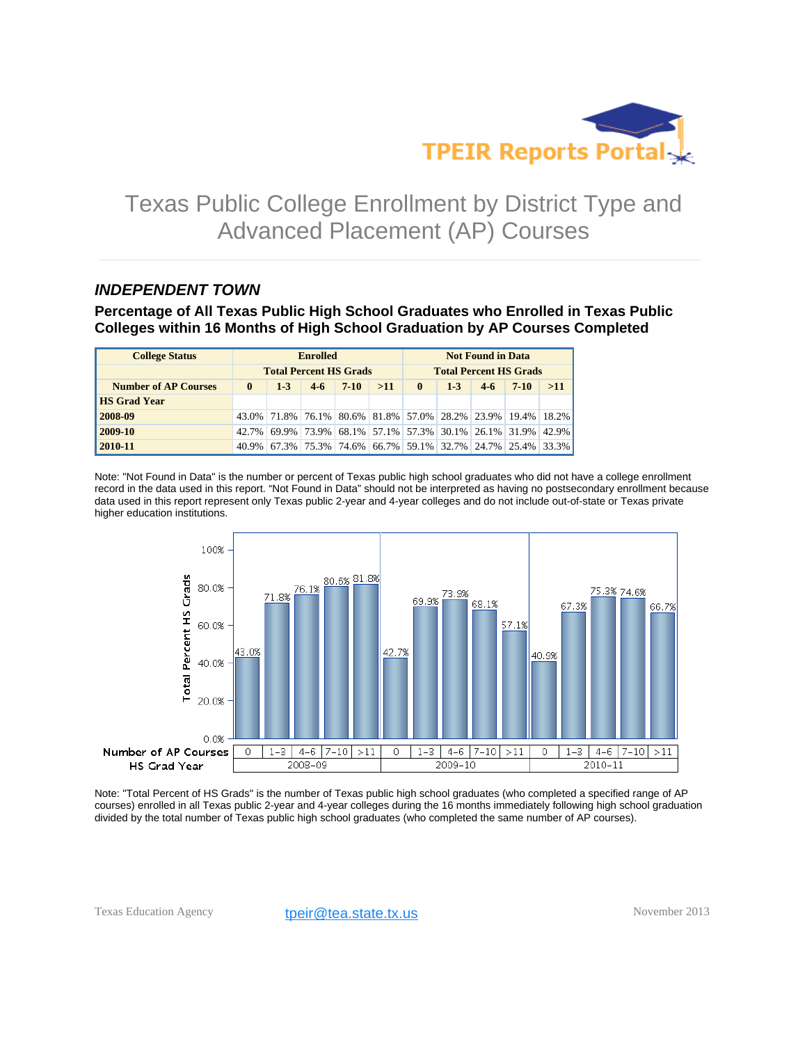# Texas Public College Enrollment by District Type and Advanced Placement (AP) Courses

## *INDEPENDENT TOWN*

### Percentage of All Texas Public High School Graduates who Enrolled in Texas Public Colleges within 16 Months of High School Graduation by AP Courses Completed

| College Status | Enrolled | | | | | Not Found in Data | | | | |
|---|---|---|---|---|---|---|---|---|---|---|
| | Total Percent HS Grads | | | | | Total Percent HS Grads | | | | |
| Number of AP Courses | 0 | 1-3 | 4-6 | 7-10 | >11 | 0 | 1-3 | 4-6 | 7-10 | >11 |
| HS Grad Year | | | | | | | | | | |
| 2008-09 | 43.0% | 71.8% | 76.1% | 80.6% | 81.8% | 57.0% | 28.2% | 23.9% | 19.4% | 18.2% |
| 2009-10 | 42.7% | 69.9% | 73.9% | 68.1% | 57.1% | 57.3% | 30.1% | 26.1% | 31.9% | 42.9% |
| 2010-11 | 40.9% | 67.3% | 75.3% | 74.6% | 66.7% | 59.1% | 32.7% | 24.7% | 25.4% | 33.3% |

Note: "Not Found in Data" is the number or percent of Texas public high school graduates who did not have a college enrollment record in the data used in this report. "Not Found in Data" should not be interpreted as having no postsecondary enrollment because data used in this report represent only Texas public 2-year and 4-year colleges and do not include out-of-state or Texas private higher education institutions.

Total Percent HS Grads
100%
80.0%
60.0%
40.0%
20.0%
0.0%

43.0% 71.8% 76.1% 80.6% 81.8% 42.7% 69.9% 73.9% 68.1% 57.1% 40.9% 67.3% 75.3% 74.6% 66.7%

Number of AP Courses: 0 1-3 4-6 7-10 >11 0 1-3 4-6 7-10 >11 0 1-3 4-6 7-10 >11
HS Grad Year: 2008-09 2009-10 2010-11

Note: "Total Percent of HS Grads" is the number of Texas public high school graduates (who completed a specified range of AP courses) enrolled in all Texas public 2-year and 4-year colleges during the 16 months immediately following high school graduation divided by the total number of Texas public high school graduates (who completed the same number of AP courses).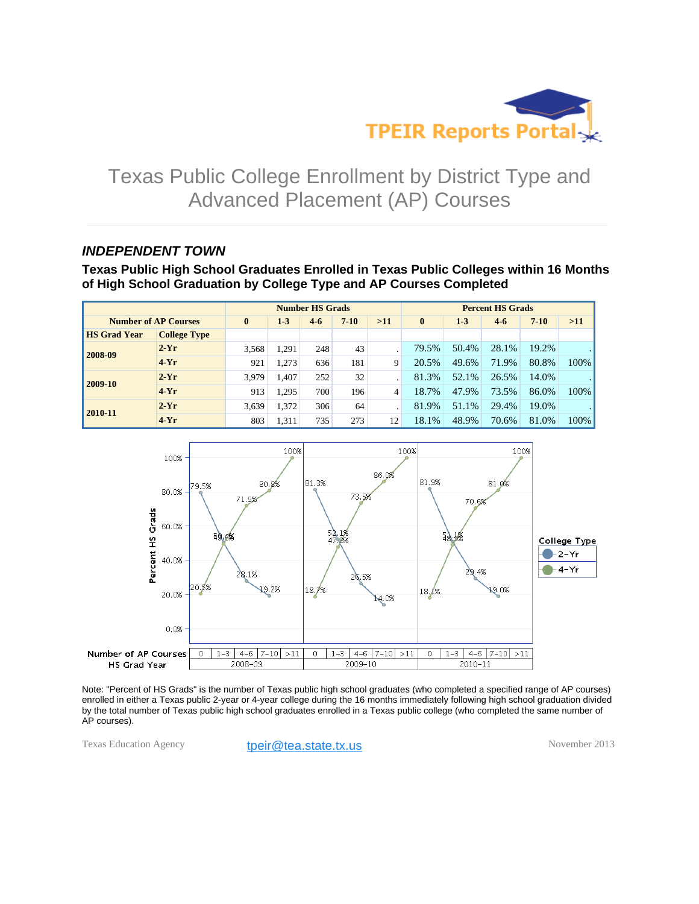TPEIR Reports Portal

# Texas Public College Enrollment by District Type and Advanced Placement (AP) Courses

## *INDEPENDENT TOWN*

### Texas Public High School Graduates Enrolled in Texas Public Colleges within 16 Months of High School Graduation by College Type and AP Courses Completed

| | | Number HS Grads | | | | | Percent HS Grads | | | | |
|---|---|---|---|---|---|---|---|---|---|---|---|
| **Number of AP Courses** | | **0** | **1-3** | **4-6** | **7-10** | **>11** | **0** | **1-3** | **4-6** | **7-10** | **>11** |
| **HS Grad Year** | **College Type** | | | | | | | | | | |
| **2008-09** | **2-Yr** | 3,568 | 1,291 | 248 | 43 | . | 79.5% | 50.4% | 28.1% | 19.2% | . |
| | **4-Yr** | 921 | 1,273 | 636 | 181 | 9 | 20.5% | 49.6% | 71.9% | 80.8% | 100% |
| **2009-10** | **2-Yr** | 3,979 | 1,407 | 252 | 32 | . | 81.3% | 52.1% | 26.5% | 14.0% | . |
| | **4-Yr** | 913 | 1,295 | 700 | 196 | 4 | 18.7% | 47.9% | 73.5% | 86.0% | 100% |
| **2010-11** | **2-Yr** | 3,639 | 1,372 | 306 | 64 | . | 81.9% | 51.1% | 29.4% | 19.0% | . |
| | **4-Yr** | 803 | 1,311 | 735 | 273 | 12 | 18.1% | 48.9% | 70.6% | 81.0% | 100% |

Percent HS Grads

100%
80.0%
60.0%
40.0%
20.0%
0.0%

79.5% 50.4% 28.1% 19.2% 20.5% 49.6% 71.9% 80.8% 100%
81.3% 52.1% 26.5% 14.0% 18.7% 47.9% 73.5% 86.0% 100%
81.9% 51.1% 29.4% 19.0% 18.1% 48.9% 70.6% 81.0% 100%

College Type
2-Yr
4-Yr

Number of AP Courses: 0 | 1-3 | 4-6 | 7-10 | >11
HS Grad Year: 2008-09 | 2009-10 | 2010-11

Note: "Percent of HS Grads" is the number of Texas public high school graduates (who completed a specified range of AP courses) enrolled in either a Texas public 2-year or 4-year college during the 16 months immediately following high school graduation divided by the total number of Texas public high school graduates enrolled in a Texas public college (who completed the same number of AP courses).

Texas Education Agency | tpeir@tea.state.tx.us | November 2013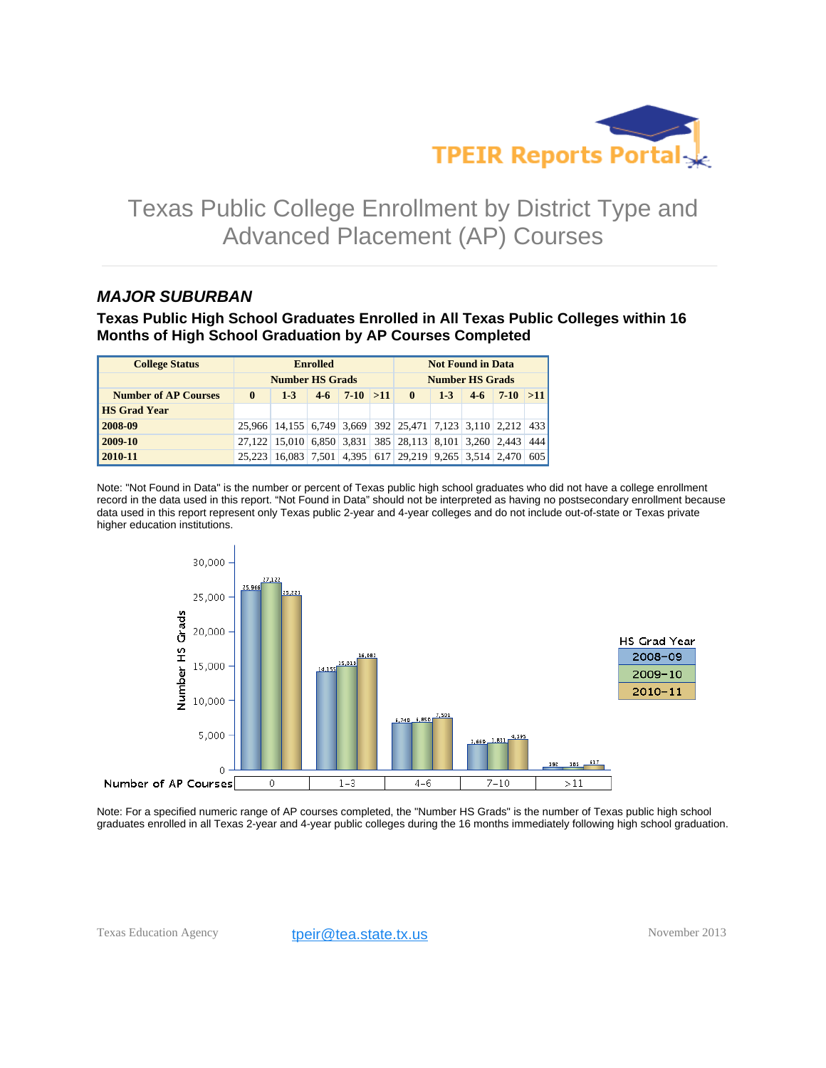# Texas Public College Enrollment by District Type and Advanced Placement (AP) Courses

## *MAJOR SUBURBAN*

### Texas Public High School Graduates Enrolled in All Texas Public Colleges within 16 Months of High School Graduation by AP Courses Completed

| College Status | Enrolled | | | | | Not Found in Data | | | | |
|---|---|---|---|---|---|---|---|---|---|---|
| | Number HS Grads | | | | | Number HS Grads | | | | |
| Number of AP Courses | 0 | 1-3 | 4-6 | 7-10 | >11 | 0 | 1-3 | 4-6 | 7-10 | >11 |
| HS Grad Year | | | | | | | | | | |
| 2008-09 | 25,966 | 14,155 | 6,749 | 3,669 | 392 | 25,471 | 7,123 | 3,110 | 2,212 | 433 |
| 2009-10 | 27,122 | 15,010 | 6,850 | 3,831 | 385 | 28,113 | 8,101 | 3,260 | 2,443 | 444 |
| 2010-11 | 25,223 | 16,083 | 7,501 | 4,395 | 617 | 29,219 | 9,265 | 3,514 | 2,470 | 605 |

Note: "Not Found in Data" is the number or percent of Texas public high school graduates who did not have a college enrollment record in the data used in this report. "Not Found in Data" should not be interpreted as having no postsecondary enrollment because data used in this report represent only Texas public 2-year and 4-year colleges and do not include out-of-state or Texas private higher education institutions.

Number HS Grads
30,000
25,000
20,000
15,000
10,000
5,000
0

25,966 27,122 25,223
14,155 15,010 16,083
6,749 6,850 7,501
3,669 3,831 4,395
392 385 617

Number of AP Courses
0
1-3
4-6
7-10
>11

HS Grad Year
2008-09
2009-10
2010-11

Note: For a specified numeric range of AP courses completed, the "Number HS Grads" is the number of Texas public high school graduates enrolled in all Texas 2-year and 4-year public colleges during the 16 months immediately following high school graduation.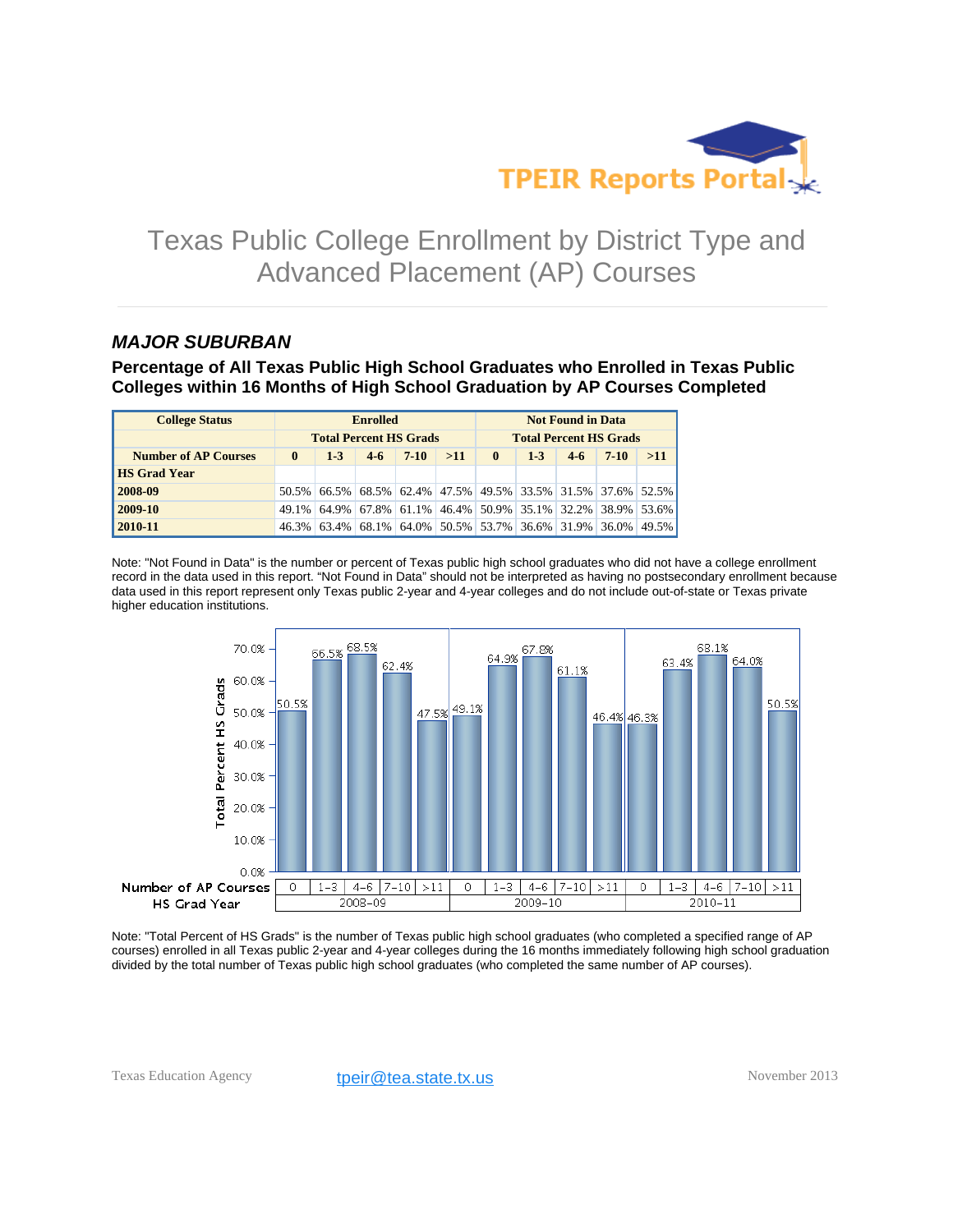# Texas Public College Enrollment by District Type and Advanced Placement (AP) Courses

## *MAJOR SUBURBAN*

### Percentage of All Texas Public High School Graduates who Enrolled in Texas Public Colleges within 16 Months of High School Graduation by AP Courses Completed

| College Status | Enrolled | | | | | Not Found in Data | | | | |
|---|---|---|---|---|---|---|---|---|---|---|
| | Total Percent HS Grads | | | | | Total Percent HS Grads | | | | |
| Number of AP Courses | 0 | 1-3 | 4-6 | 7-10 | >11 | 0 | 1-3 | 4-6 | 7-10 | >11 |
| HS Grad Year | | | | | | | | | | |
| 2008-09 | 50.5% | 66.5% | 68.5% | 62.4% | 47.5% | 49.5% | 33.5% | 31.5% | 37.6% | 52.5% |
| 2009-10 | 49.1% | 64.9% | 67.8% | 61.1% | 46.4% | 50.9% | 35.1% | 32.2% | 38.9% | 53.6% |
| 2010-11 | 46.3% | 63.4% | 68.1% | 64.0% | 50.5% | 53.7% | 36.6% | 31.9% | 36.0% | 49.5% |

Note: "Not Found in Data" is the number or percent of Texas public high school graduates who did not have a college enrollment record in the data used in this report. "Not Found in Data" should not be interpreted as having no postsecondary enrollment because data used in this report represent only Texas public 2-year and 4-year colleges and do not include out-of-state or Texas private higher education institutions.

Total Percent HS Grads

70.0%
60.0%
50.0%
40.0%
30.0%
20.0%
10.0%
0.0%

50.5% 66.5% 68.5% 62.4% 47.5% 49.1% 64.9% 67.8% 61.1% 46.4% 46.3% 63.4% 68.1% 64.0% 50.5%

Number of AP Courses: 0 1-3 4-6 7-10 >11 0 1-3 4-6 7-10 >11 0 1-3 4-6 7-10 >11

HS Grad Year: 2008-09 2009-10 2010-11

Note: "Total Percent of HS Grads" is the number of Texas public high school graduates (who completed a specified range of AP courses) enrolled in all Texas public 2-year and 4-year colleges during the 16 months immediately following high school graduation divided by the total number of Texas public high school graduates (who completed the same number of AP courses).

Texas Education Agency tpeir@tea.state.tx.us November 2013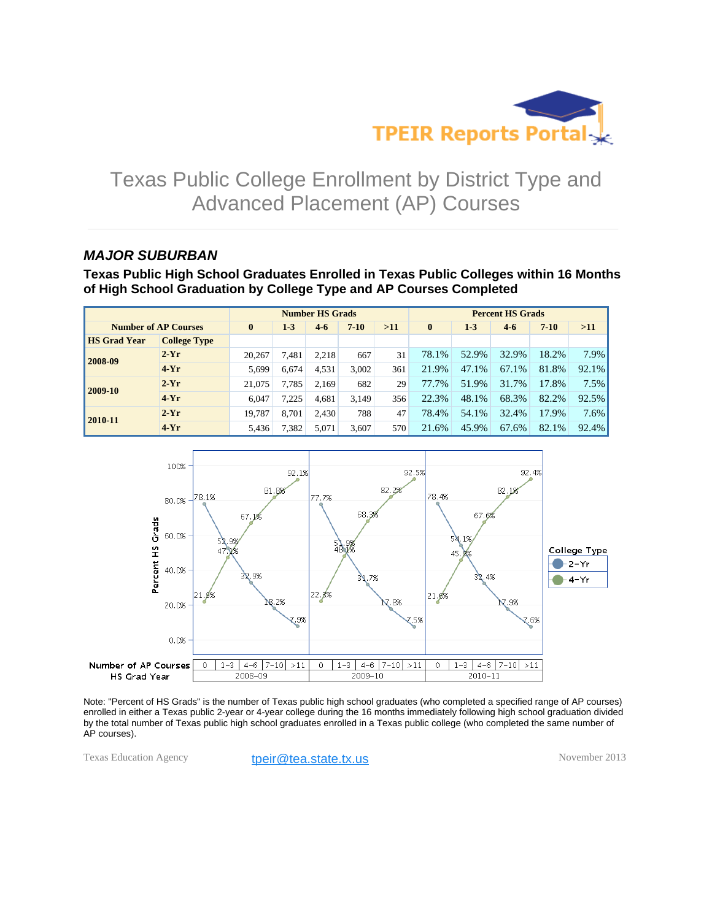TPEIR Reports Portal

# Texas Public College Enrollment by District Type and Advanced Placement (AP) Courses

### *MAJOR SUBURBAN*

### Texas Public High School Graduates Enrolled in Texas Public Colleges within 16 Months of High School Graduation by College Type and AP Courses Completed

| | | Number HS Grads | | | | | Percent HS Grads | | | | |
|---|---|---|---|---|---|---|---|---|---|---|---|
| **Number of AP Courses** | | **0** | **1-3** | **4-6** | **7-10** | **>11** | **0** | **1-3** | **4-6** | **7-10** | **>11** |
| **HS Grad Year** | **College Type** | | | | | | | | | | |
| **2008-09** | **2-Yr** | 20,267 | 7,481 | 2,218 | 667 | 31 | 78.1% | 52.9% | 32.9% | 18.2% | 7.9% |
| | **4-Yr** | 5,699 | 6,674 | 4,531 | 3,002 | 361 | 21.9% | 47.1% | 67.1% | 81.8% | 92.1% |
| **2009-10** | **2-Yr** | 21,075 | 7,785 | 2,169 | 682 | 29 | 77.7% | 51.9% | 31.7% | 17.8% | 7.5% |
| | **4-Yr** | 6,047 | 7,225 | 4,681 | 3,149 | 356 | 22.3% | 48.1% | 68.3% | 82.2% | 92.5% |
| **2010-11** | **2-Yr** | 19,787 | 8,701 | 2,430 | 788 | 47 | 78.4% | 54.1% | 32.4% | 17.9% | 7.6% |
| | **4-Yr** | 5,436 | 7,382 | 5,071 | 3,607 | 570 | 21.6% | 45.9% | 67.6% | 82.1% | 92.4% |

Percent HS Grads

100% 80.0% 60.0% 40.0% 20.0% 0.0%

2008-09: 78.1% 52.9% 32.9% 18.2% 7.9% / 21.9% 47.1% 67.1% 81.8% 92.1%

2009-10: 77.7% 51.9% 31.7% 17.8% 7.5% / 22.3% 48.1% 68.3% 82.2% 92.5%

2010-11: 78.4% 54.1% 32.4% 17.9% 7.6% / 21.6% 45.9% 67.6% 82.1% 92.4%

Number of AP Courses: 0 1-3 4-6 7-10 >11

HS Grad Year: 2008-09 2009-10 2010-11

College Type: 2-Yr 4-Yr

Note: "Percent of HS Grads" is the number of Texas public high school graduates (who completed a specified range of AP courses) enrolled in either a Texas public 2-year or 4-year college during the 16 months immediately following high school graduation divided by the total number of Texas public high school graduates enrolled in a Texas public college (who completed the same number of AP courses).

Texas Education Agency tpeir@tea.state.tx.us November 2013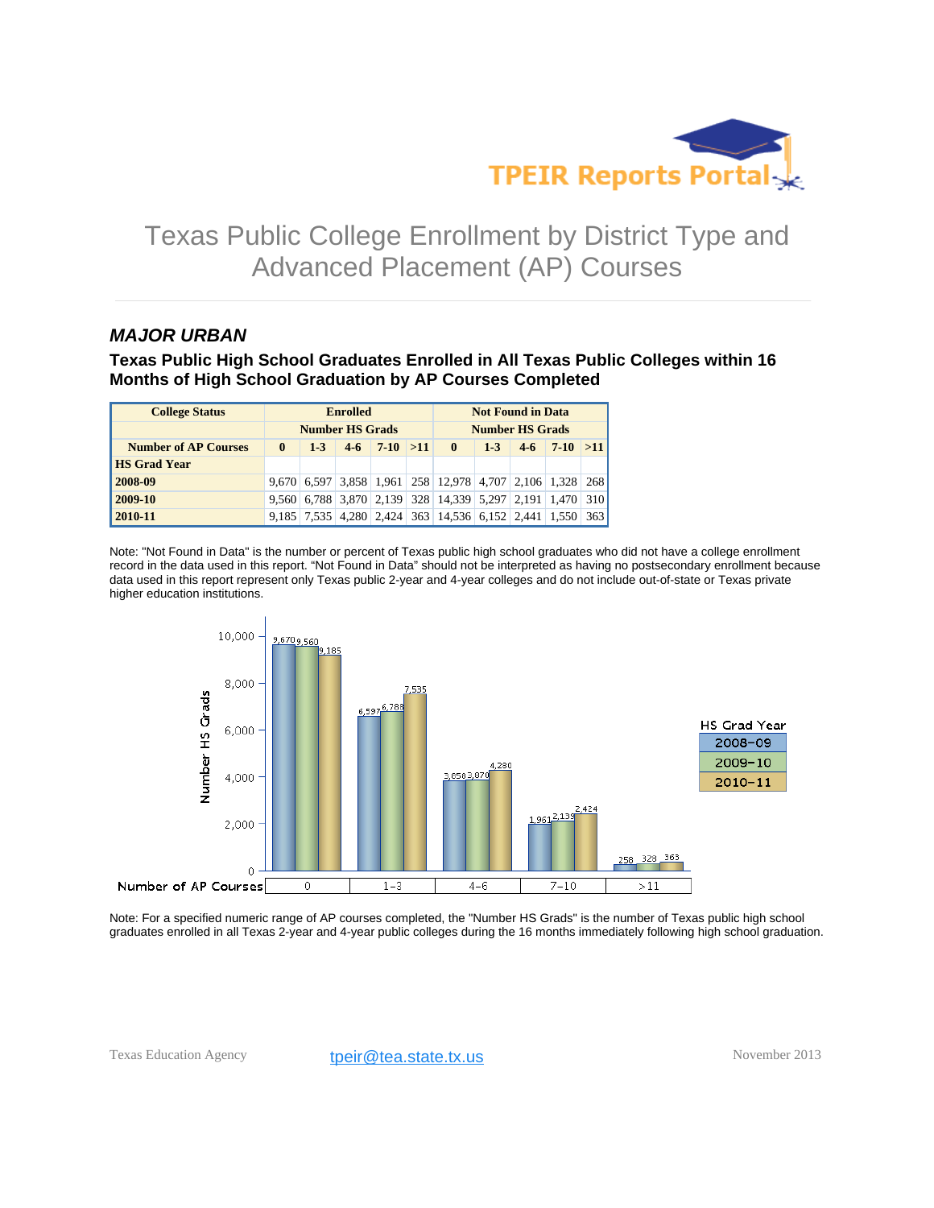TPEIR Reports Portal

# Texas Public College Enrollment by District Type and Advanced Placement (AP) Courses

## *MAJOR URBAN*

### Texas Public High School Graduates Enrolled in All Texas Public Colleges within 16 Months of High School Graduation by AP Courses Completed

| College Status | Enrolled | | | | | Not Found in Data | | | | |
|---|---|---|---|---|---|---|---|---|---|---|
| | Number HS Grads | | | | | Number HS Grads | | | | |
| Number of AP Courses | 0 | 1-3 | 4-6 | 7-10 | >11 | 0 | 1-3 | 4-6 | 7-10 | >11 |
| HS Grad Year | | | | | | | | | | |
| 2008-09 | 9,670 | 6,597 | 3,858 | 1,961 | 258 | 12,978 | 4,707 | 2,106 | 1,328 | 268 |
| 2009-10 | 9,560 | 6,788 | 3,870 | 2,139 | 328 | 14,339 | 5,297 | 2,191 | 1,470 | 310 |
| 2010-11 | 9,185 | 7,535 | 4,280 | 2,424 | 363 | 14,536 | 6,152 | 2,441 | 1,550 | 363 |

Note: "Not Found in Data" is the number or percent of Texas public high school graduates who did not have a college enrollment record in the data used in this report. "Not Found in Data" should not be interpreted as having no postsecondary enrollment because data used in this report represent only Texas public 2-year and 4-year colleges and do not include out-of-state or Texas private higher education institutions.

Number HS Grads
10,000
8,000
6,000
4,000
2,000
0
9,670 9,560 9,185
6,597 6,788 7,535
3,858 3,870 4,280
1,961 2,139 2,424
258 328 363
Number of AP Courses
0
1-3
4-6
7-10
>11
HS Grad Year
2008-09
2009-10
2010-11

Note: For a specified numeric range of AP courses completed, the "Number HS Grads" is the number of Texas public high school graduates enrolled in all Texas 2-year and 4-year public colleges during the 16 months immediately following high school graduation.

Texas Education Agency | tpeir@tea.state.tx.us | November 2013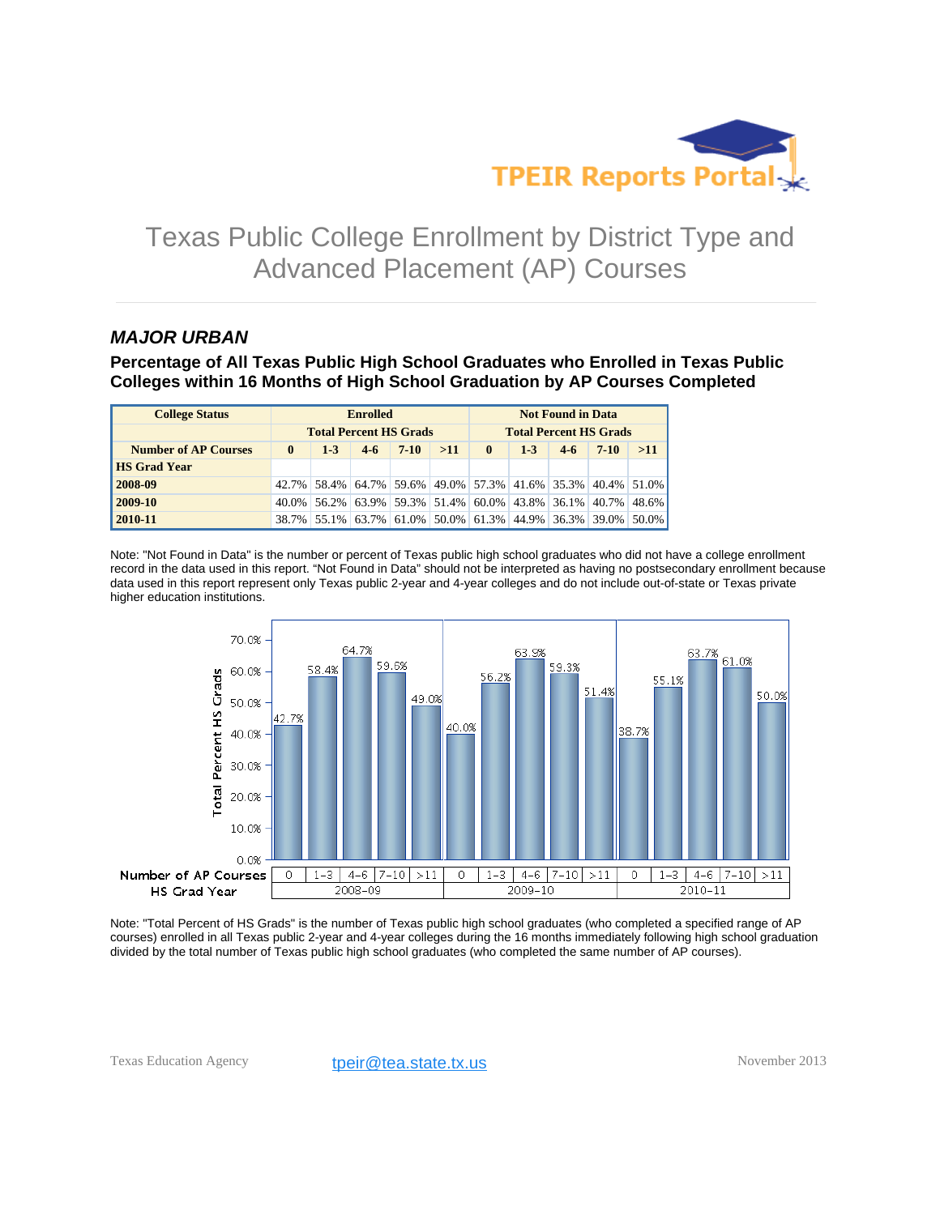TPEIR Reports Portal

# Texas Public College Enrollment by District Type and Advanced Placement (AP) Courses

## *MAJOR URBAN*

### Percentage of All Texas Public High School Graduates who Enrolled in Texas Public Colleges within 16 Months of High School Graduation by AP Courses Completed

| College Status | Enrolled | | | | | Not Found in Data | | | | |
|---|---|---|---|---|---|---|---|---|---|---|
| | Total Percent HS Grads | | | | | Total Percent HS Grads | | | | |
| Number of AP Courses | 0 | 1-3 | 4-6 | 7-10 | >11 | 0 | 1-3 | 4-6 | 7-10 | >11 |
| HS Grad Year | | | | | | | | | | |
| 2008-09 | 42.7% | 58.4% | 64.7% | 59.6% | 49.0% | 57.3% | 41.6% | 35.3% | 40.4% | 51.0% |
| 2009-10 | 40.0% | 56.2% | 63.9% | 59.3% | 51.4% | 60.0% | 43.8% | 36.1% | 40.7% | 48.6% |
| 2010-11 | 38.7% | 55.1% | 63.7% | 61.0% | 50.0% | 61.3% | 44.9% | 36.3% | 39.0% | 50.0% |

Note: "Not Found in Data" is the number or percent of Texas public high school graduates who did not have a college enrollment record in the data used in this report. "Not Found in Data" should not be interpreted as having no postsecondary enrollment because data used in this report represent only Texas public 2-year and 4-year colleges and do not include out-of-state or Texas private higher education institutions.

Total Percent HS Grads

70.0%
60.0%
50.0%
40.0%
30.0%
20.0%
10.0%
0.0%

42.7% 58.4% 64.7% 59.6% 49.0% 40.0% 56.2% 63.9% 59.3% 51.4% 38.7% 55.1% 63.7% 61.0% 50.0%

Number of AP Courses: 0 1-3 4-6 7-10 >11 0 1-3 4-6 7-10 >11 0 1-3 4-6 7-10 >11

HS Grad Year: 2008-09 2009-10 2010-11

Note: "Total Percent of HS Grads" is the number of Texas public high school graduates (who completed a specified range of AP courses) enrolled in all Texas public 2-year and 4-year colleges during the 16 months immediately following high school graduation divided by the total number of Texas public high school graduates (who completed the same number of AP courses).

Texas Education Agency tpeir@tea.state.tx.us November 2013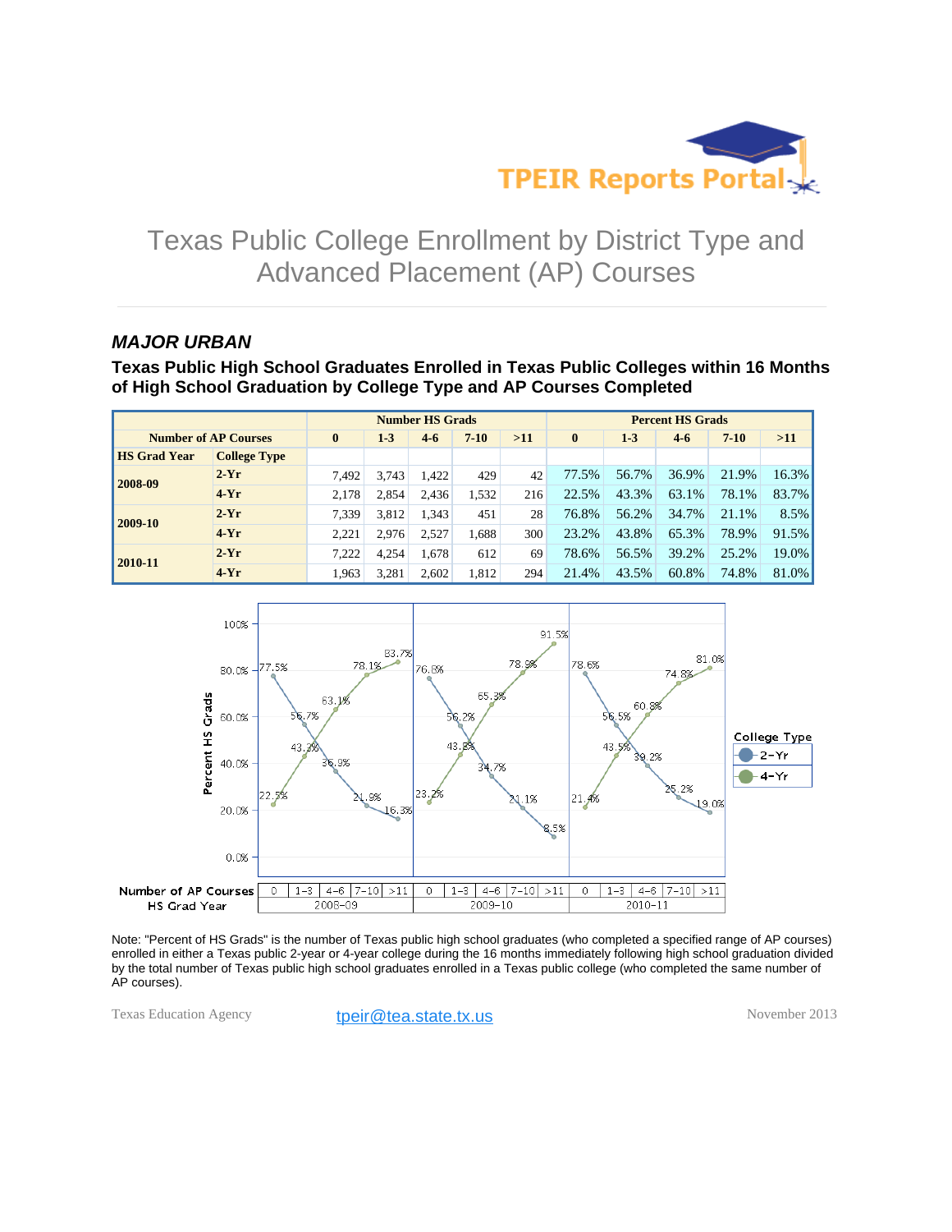TPEIR Reports Portal

# Texas Public College Enrollment by District Type and Advanced Placement (AP) Courses

### *MAJOR URBAN*

### Texas Public High School Graduates Enrolled in Texas Public Colleges within 16 Months of High School Graduation by College Type and AP Courses Completed

| | | Number HS Grads | | | | | Percent HS Grads | | | | |
|---|---|---|---|---|---|---|---|---|---|---|---|
| Number of AP Courses | | 0 | 1-3 | 4-6 | 7-10 | >11 | 0 | 1-3 | 4-6 | 7-10 | >11 |
| **HS Grad Year** | **College Type** | | | | | | | | | | |
| **2008-09** | **2-Yr** | 7,492 | 3,743 | 1,422 | 429 | 42 | 77.5% | 56.7% | 36.9% | 21.9% | 16.3% |
| | **4-Yr** | 2,178 | 2,854 | 2,436 | 1,532 | 216 | 22.5% | 43.3% | 63.1% | 78.1% | 83.7% |
| **2009-10** | **2-Yr** | 7,339 | 3,812 | 1,343 | 451 | 28 | 76.8% | 56.2% | 34.7% | 21.1% | 8.5% |
| | **4-Yr** | 2,221 | 2,976 | 2,527 | 1,688 | 300 | 23.2% | 43.8% | 65.3% | 78.9% | 91.5% |
| **2010-11** | **2-Yr** | 7,222 | 4,254 | 1,678 | 612 | 69 | 78.6% | 56.5% | 39.2% | 25.2% | 19.0% |
| | **4-Yr** | 1,963 | 3,281 | 2,602 | 1,812 | 294 | 21.4% | 43.5% | 60.8% | 74.8% | 81.0% |

Percent HS Grads

100%
80.0%
60.0%
40.0%
20.0%
0.0%

77.5%
56.7%
36.9%
21.9%
16.3%
22.5%
43.3%
63.1%
78.1%
83.7%
76.8%
56.2%
34.7%
21.1%
8.5%
23.2%
43.8%
65.3%
78.9%
91.5%
78.6%
56.5%
39.2%
25.2%
19.0%
21.4%
43.5%
60.8%
74.8%
81.0%

College Type
2-Yr
4-Yr

Number of AP Courses: 0 | 1-3 | 4-6 | 7-10 | >11 | 0 | 1-3 | 4-6 | 7-10 | >11 | 0 | 1-3 | 4-6 | 7-10 | >11
HS Grad Year: 2008-09 | 2009-10 | 2010-11

Note: "Percent of HS Grads" is the number of Texas public high school graduates (who completed a specified range of AP courses) enrolled in either a Texas public 2-year or 4-year college during the 16 months immediately following high school graduation divided by the total number of Texas public high school graduates enrolled in a Texas public college (who completed the same number of AP courses).

Texas Education Agency    tpeir@tea.state.tx.us    November 2013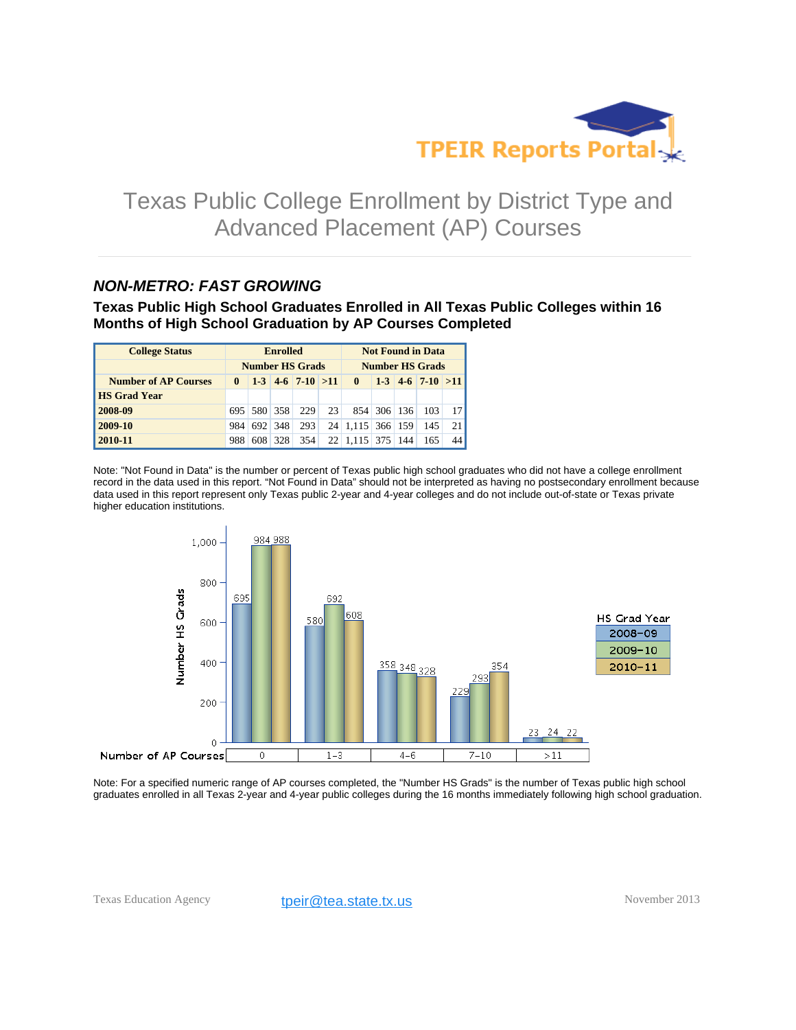# Texas Public College Enrollment by District Type and Advanced Placement (AP) Courses

## *NON-METRO: FAST GROWING*

### Texas Public High School Graduates Enrolled in All Texas Public Colleges within 16 Months of High School Graduation by AP Courses Completed

| College Status | Enrolled | | | | | Not Found in Data | | | | |
|---|---|---|---|---|---|---|---|---|---|---|
| | Number HS Grads | | | | | Number HS Grads | | | | |
| Number of AP Courses | 0 | 1-3 | 4-6 | 7-10 | >11 | 0 | 1-3 | 4-6 | 7-10 | >11 |
| HS Grad Year | | | | | | | | | | |
| 2008-09 | 695 | 580 | 358 | 229 | 23 | 854 | 306 | 136 | 103 | 17 |
| 2009-10 | 984 | 692 | 348 | 293 | 24 | 1,115 | 366 | 159 | 145 | 21 |
| 2010-11 | 988 | 608 | 328 | 354 | 22 | 1,115 | 375 | 144 | 165 | 44 |

Note: "Not Found in Data" is the number or percent of Texas public high school graduates who did not have a college enrollment record in the data used in this report. "Not Found in Data" should not be interpreted as having no postsecondary enrollment because data used in this report represent only Texas public 2-year and 4-year colleges and do not include out-of-state or Texas private higher education institutions.

Number HS Grads

1,000
800
600
400
200
0

695 984 988
580 692 608
358 348 328
229 293 354
23 24 22

Number of AP Courses: 0, 1-3, 4-6, 7-10, >11

HS Grad Year
2008-09
2009-10
2010-11

Note: For a specified numeric range of AP courses completed, the "Number HS Grads" is the number of Texas public high school graduates enrolled in all Texas 2-year and 4-year public colleges during the 16 months immediately following high school graduation.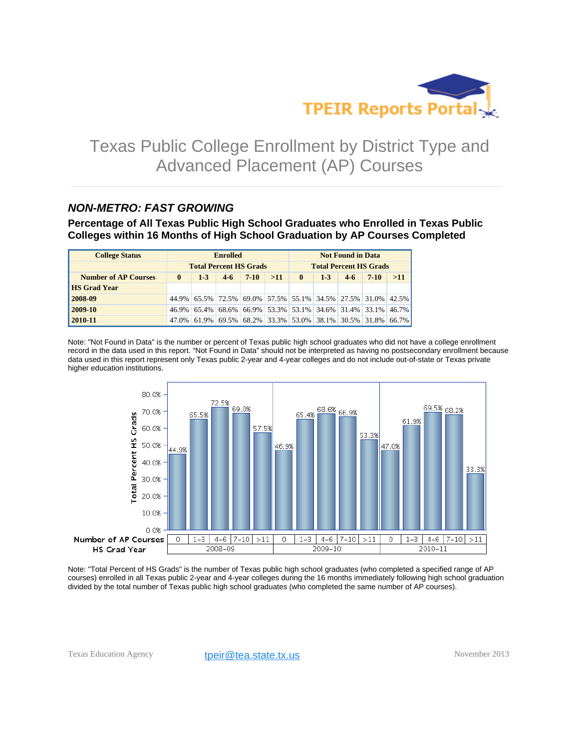TPEIR Reports Portal

# Texas Public College Enrollment by District Type and Advanced Placement (AP) Courses

## *NON-METRO: FAST GROWING*

### Percentage of All Texas Public High School Graduates who Enrolled in Texas Public Colleges within 16 Months of High School Graduation by AP Courses Completed

| College Status | Enrolled | | | | | Not Found in Data | | | | |
|---|---|---|---|---|---|---|---|---|---|---|
| | Total Percent HS Grads | | | | | Total Percent HS Grads | | | | |
| Number of AP Courses | 0 | 1-3 | 4-6 | 7-10 | >11 | 0 | 1-3 | 4-6 | 7-10 | >11 |
| HS Grad Year | | | | | | | | | | |
| 2008-09 | 44.9% | 65.5% | 72.5% | 69.0% | 57.5% | 55.1% | 34.5% | 27.5% | 31.0% | 42.5% |
| 2009-10 | 46.9% | 65.4% | 68.6% | 66.9% | 53.3% | 53.1% | 34.6% | 31.4% | 33.1% | 46.7% |
| 2010-11 | 47.0% | 61.9% | 69.5% | 68.2% | 33.3% | 53.0% | 38.1% | 30.5% | 31.8% | 66.7% |

Note: "Not Found in Data" is the number or percent of Texas public high school graduates who did not have a college enrollment record in the data used in this report. "Not Found in Data" should not be interpreted as having no postsecondary enrollment because data used in this report represent only Texas public 2-year and 4-year colleges and do not include out-of-state or Texas private higher education institutions.

Total Percent HS Grads
80.0%
70.0%
60.0%
50.0%
40.0%
30.0%
20.0%
10.0%
0.0%

44.9% 65.5% 72.5% 69.0% 57.5% 46.9% 65.4% 68.6% 66.9% 53.3% 47.0% 61.9% 69.5% 68.2% 33.3%

Number of AP Courses: 0 1-3 4-6 7-10 >11 | 0 1-3 4-6 7-10 >11 | 0 1-3 4-6 7-10 >11
HS Grad Year: 2008-09 | 2009-10 | 2010-11

Note: "Total Percent of HS Grads" is the number of Texas public high school graduates (who completed a specified range of AP courses) enrolled in all Texas public 2-year and 4-year colleges during the 16 months immediately following high school graduation divided by the total number of Texas public high school graduates (who completed the same number of AP courses).

Texas Education Agency    tpeir@tea.state.tx.us    November 2013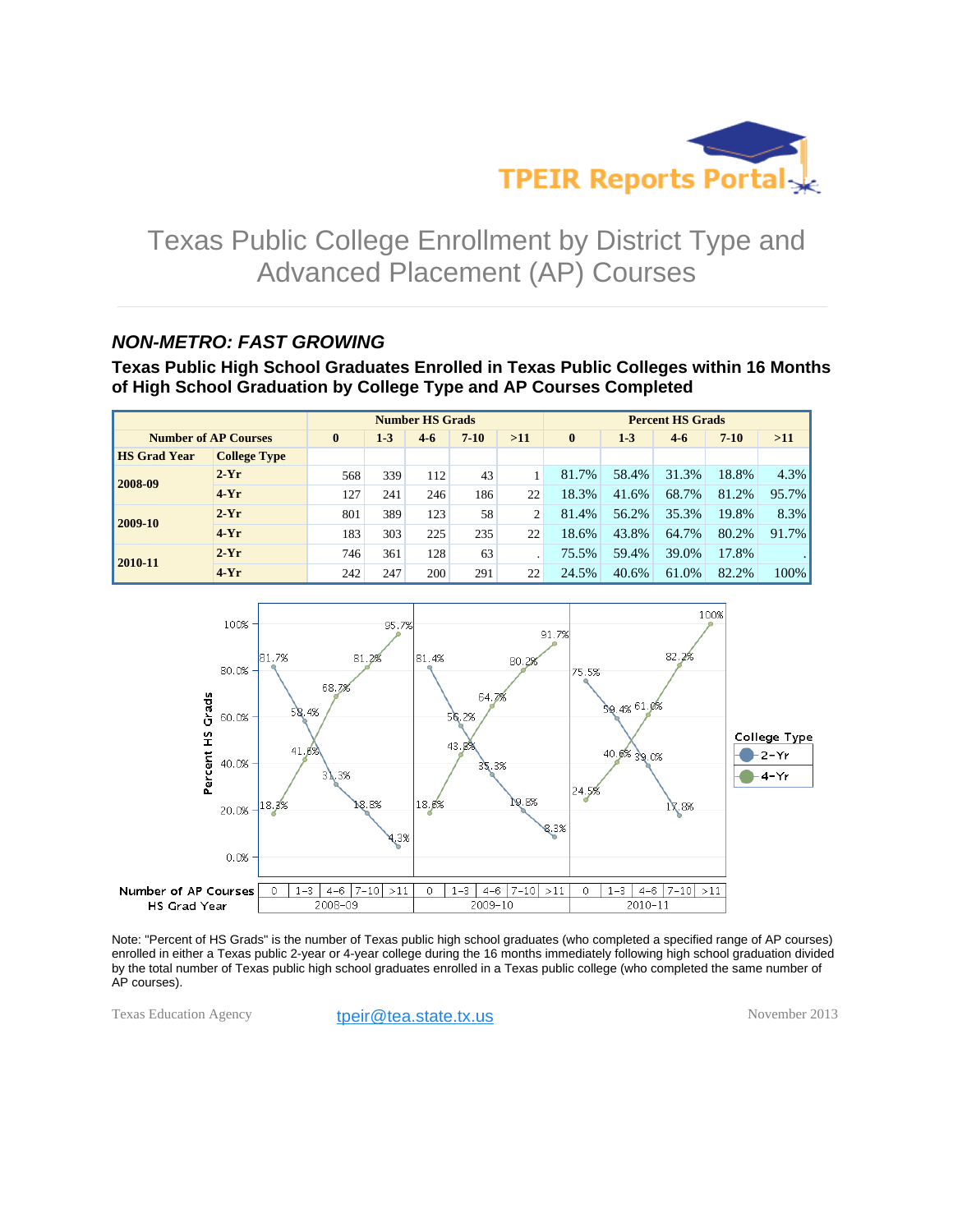# Texas Public College Enrollment by District Type and Advanced Placement (AP) Courses

## *NON-METRO: FAST GROWING*

### Texas Public High School Graduates Enrolled in Texas Public Colleges within 16 Months of High School Graduation by College Type and AP Courses Completed

| | | Number HS Grads | | | | | Percent HS Grads | | | | |
|---|---|---|---|---|---|---|---|---|---|---|---|
| **Number of AP Courses** | | **0** | **1-3** | **4-6** | **7-10** | **>11** | **0** | **1-3** | **4-6** | **7-10** | **>11** |
| **HS Grad Year** | **College Type** | | | | | | | | | | |
| **2008-09** | **2-Yr** | 568 | 339 | 112 | 43 | 1 | 81.7% | 58.4% | 31.3% | 18.8% | 4.3% |
| | **4-Yr** | 127 | 241 | 246 | 186 | 22 | 18.3% | 41.6% | 68.7% | 81.2% | 95.7% |
| **2009-10** | **2-Yr** | 801 | 389 | 123 | 58 | 2 | 81.4% | 56.2% | 35.3% | 19.8% | 8.3% |
| | **4-Yr** | 183 | 303 | 225 | 235 | 22 | 18.6% | 43.8% | 64.7% | 80.2% | 91.7% |
| **2010-11** | **2-Yr** | 746 | 361 | 128 | 63 | . | 75.5% | 59.4% | 39.0% | 17.8% | . |
| | **4-Yr** | 242 | 247 | 200 | 291 | 22 | 24.5% | 40.6% | 61.0% | 82.2% | 100% |

Percent HS Grads

100%
80.0%
60.0%
40.0%
20.0%
0.0%

2008-09: 81.7%, 58.4%, 31.3%, 18.8%, 4.3%; 18.3%, 41.6%, 68.7%, 81.2%, 95.7%

2009-10: 81.4%, 56.2%, 35.3%, 19.8%, 8.3%; 18.6%, 43.8%, 64.7%, 80.2%, 91.7%

2010-11: 75.5%, 59.4%, 39.0%, 17.8%; 24.5%, 40.6%, 61.0%, 82.2%, 100%

Number of AP Courses: 0 | 1-3 | 4-6 | 7-10 | >11

HS Grad Year: 2008-09 | 2009-10 | 2010-11

College Type
- 2-Yr
- 4-Yr

Note: "Percent of HS Grads" is the number of Texas public high school graduates (who completed a specified range of AP courses) enrolled in either a Texas public 2-year or 4-year college during the 16 months immediately following high school graduation divided by the total number of Texas public high school graduates enrolled in a Texas public college (who completed the same number of AP courses).

Texas Education Agency | tpeir@tea.state.tx.us | November 2013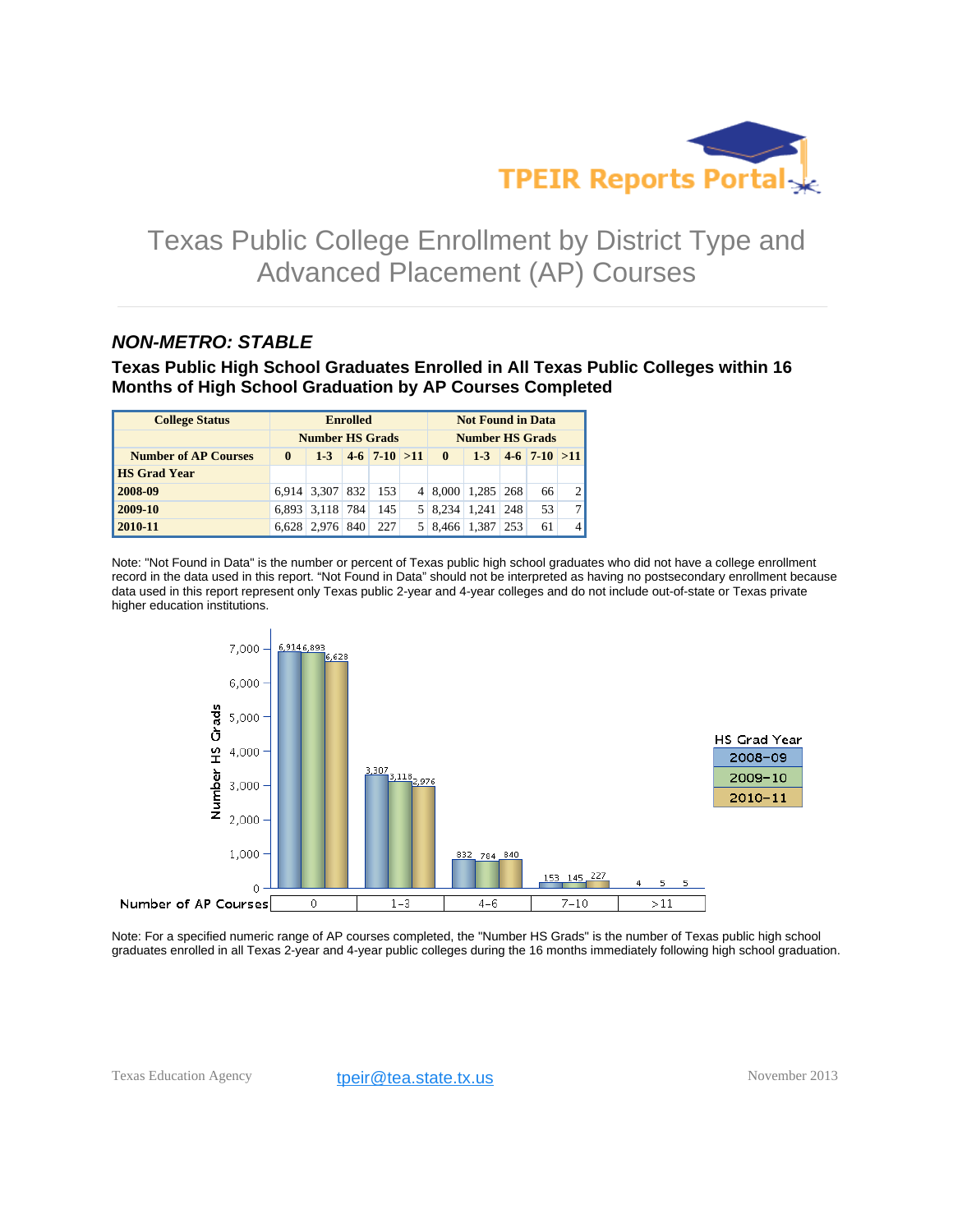TPEIR Reports Portal

# Texas Public College Enrollment by District Type and Advanced Placement (AP) Courses

## *NON-METRO: STABLE*

### Texas Public High School Graduates Enrolled in All Texas Public Colleges within 16 Months of High School Graduation by AP Courses Completed

| College Status | Enrolled | | | | | Not Found in Data | | | | |
|---|---|---|---|---|---|---|---|---|---|---|
| | Number HS Grads | | | | | Number HS Grads | | | | |
| Number of AP Courses | 0 | 1-3 | 4-6 | 7-10 | >11 | 0 | 1-3 | 4-6 | 7-10 | >11 |
| HS Grad Year | | | | | | | | | | |
| 2008-09 | 6,914 | 3,307 | 832 | 153 | 4 | 8,000 | 1,285 | 268 | 66 | 2 |
| 2009-10 | 6,893 | 3,118 | 784 | 145 | 5 | 8,234 | 1,241 | 248 | 53 | 7 |
| 2010-11 | 6,628 | 2,976 | 840 | 227 | 5 | 8,466 | 1,387 | 253 | 61 | 4 |

Note: "Not Found in Data" is the number or percent of Texas public high school graduates who did not have a college enrollment record in the data used in this report. "Not Found in Data" should not be interpreted as having no postsecondary enrollment because data used in this report represent only Texas public 2-year and 4-year colleges and do not include out-of-state or Texas private higher education institutions.

Number HS Grads
7,000
6,000
5,000
4,000
3,000
2,000
1,000
0

6,914 6,893 6,628
3,307 3,118 2,976
832 784 840
153 145 227
4 5 5

Number of AP Courses: 0, 1-3, 4-6, 7-10, >11

HS Grad Year
2008-09
2009-10
2010-11

Note: For a specified numeric range of AP courses completed, the "Number HS Grads" is the number of Texas public high school graduates enrolled in all Texas 2-year and 4-year public colleges during the 16 months immediately following high school graduation.

Texas Education Agency tpeir@tea.state.tx.us November 2013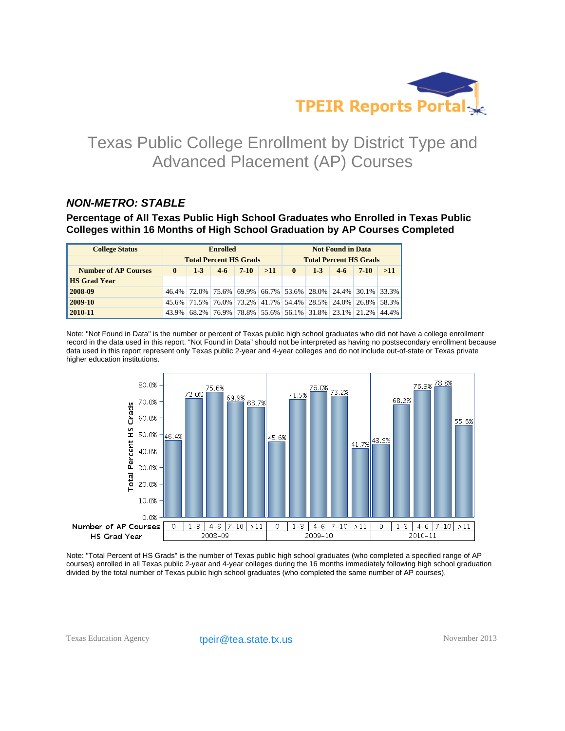# Texas Public College Enrollment by District Type and Advanced Placement (AP) Courses

## *NON-METRO: STABLE*

### Percentage of All Texas Public High School Graduates who Enrolled in Texas Public Colleges within 16 Months of High School Graduation by AP Courses Completed

| College Status | Enrolled | | | | | Not Found in Data | | | | |
|---|---|---|---|---|---|---|---|---|---|---|
| | Total Percent HS Grads | | | | | Total Percent HS Grads | | | | |
| Number of AP Courses | 0 | 1-3 | 4-6 | 7-10 | >11 | 0 | 1-3 | 4-6 | 7-10 | >11 |
| HS Grad Year | | | | | | | | | | |
| 2008-09 | 46.4% | 72.0% | 75.6% | 69.9% | 66.7% | 53.6% | 28.0% | 24.4% | 30.1% | 33.3% |
| 2009-10 | 45.6% | 71.5% | 76.0% | 73.2% | 41.7% | 54.4% | 28.5% | 24.0% | 26.8% | 58.3% |
| 2010-11 | 43.9% | 68.2% | 76.9% | 78.8% | 55.6% | 56.1% | 31.8% | 23.1% | 21.2% | 44.4% |

Note: "Not Found in Data" is the number or percent of Texas public high school graduates who did not have a college enrollment record in the data used in this report. "Not Found in Data" should not be interpreted as having no postsecondary enrollment because data used in this report represent only Texas public 2-year and 4-year colleges and do not include out-of-state or Texas private higher education institutions.

Total Percent HS Grads

80.0%
70.0%
60.0%
50.0%
40.0%
30.0%
20.0%
10.0%
0.0%

46.4% 72.0% 75.6% 69.9% 66.7% 45.6% 71.5% 76.0% 73.2% 41.7% 43.9% 68.2% 76.9% 78.8% 55.6%

Number of AP Courses: 0 1-3 4-6 7-10 >11 0 1-3 4-6 7-10 >11 0 1-3 4-6 7-10 >11

HS Grad Year: 2008-09 2009-10 2010-11

Note: "Total Percent of HS Grads" is the number of Texas public high school graduates (who completed a specified range of AP courses) enrolled in all Texas public 2-year and 4-year colleges during the 16 months immediately following high school graduation divided by the total number of Texas public high school graduates (who completed the same number of AP courses).

Texas Education Agency tpeir@tea.state.tx.us November 2013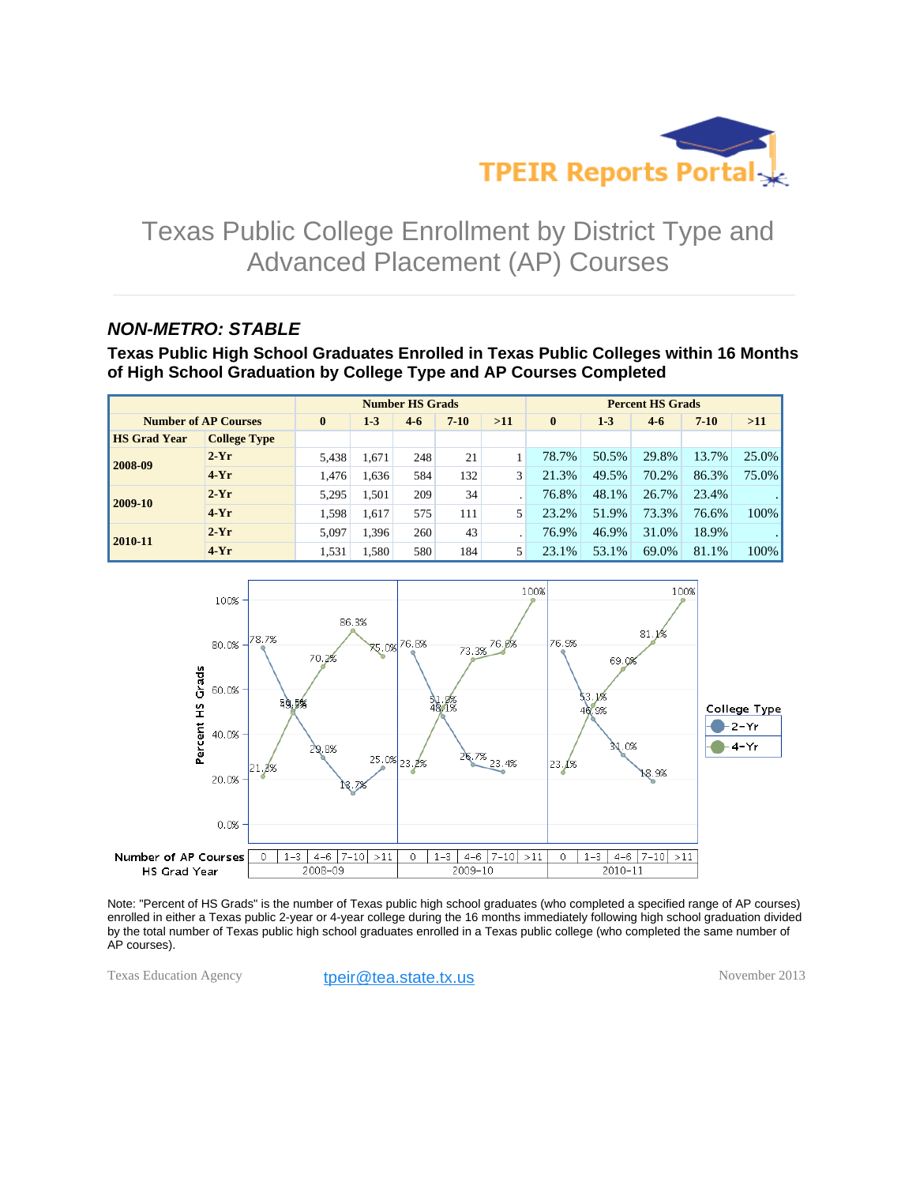# Texas Public College Enrollment by District Type and Advanced Placement (AP) Courses

## *NON-METRO: STABLE*

### Texas Public High School Graduates Enrolled in Texas Public Colleges within 16 Months of High School Graduation by College Type and AP Courses Completed

| | | Number HS Grads | | | | | Percent HS Grads | | | | |
|---|---|---|---|---|---|---|---|---|---|---|---|
| **Number of AP Courses** | | **0** | **1-3** | **4-6** | **7-10** | **>11** | **0** | **1-3** | **4-6** | **7-10** | **>11** |
| **HS Grad Year** | **College Type** | | | | | | | | | | |
| **2008-09** | **2-Yr** | 5,438 | 1,671 | 248 | 21 | 1 | 78.7% | 50.5% | 29.8% | 13.7% | 25.0% |
| | **4-Yr** | 1,476 | 1,636 | 584 | 132 | 3 | 21.3% | 49.5% | 70.2% | 86.3% | 75.0% |
| **2009-10** | **2-Yr** | 5,295 | 1,501 | 209 | 34 | . | 76.8% | 48.1% | 26.7% | 23.4% | . |
| | **4-Yr** | 1,598 | 1,617 | 575 | 111 | 5 | 23.2% | 51.9% | 73.3% | 76.6% | 100% |
| **2010-11** | **2-Yr** | 5,097 | 1,396 | 260 | 43 | . | 76.9% | 46.9% | 31.0% | 18.9% | . |
| | **4-Yr** | 1,531 | 1,580 | 580 | 184 | 5 | 23.1% | 53.1% | 69.0% | 81.1% | 100% |

Percent HS Grads

100%
80.0%
60.0%
40.0%
20.0%
0.0%

78.7% 50.5% 29.8% 13.7% 25.0%
21.3% 49.5% 70.2% 86.3% 75.0%
76.8% 48.1% 26.7% 23.4%
23.2% 51.9% 73.3% 76.6% 100%
76.9% 46.9% 31.0% 18.9%
23.1% 53.1% 69.0% 81.1% 100%

College Type
2-Yr
4-Yr

Number of AP Courses: 0 | 1-3 | 4-6 | 7-10 | >11
HS Grad Year: 2008-09 | 2009-10 | 2010-11

Note: "Percent of HS Grads" is the number of Texas public high school graduates (who completed a specified range of AP courses) enrolled in either a Texas public 2-year or 4-year college during the 16 months immediately following high school graduation divided by the total number of Texas public high school graduates enrolled in a Texas public college (who completed the same number of AP courses).

Texas Education Agency tpeir@tea.state.tx.us November 2013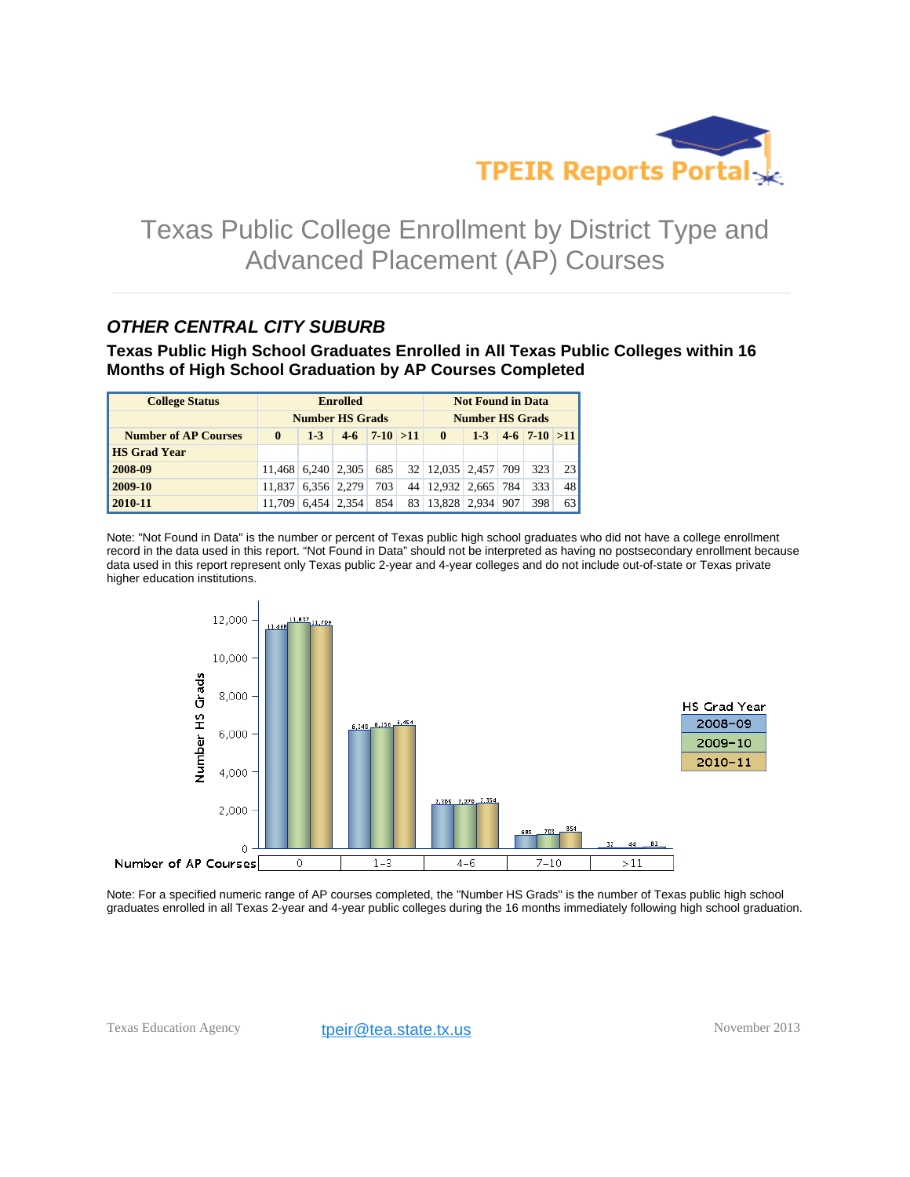TPEIR Reports Portal

# Texas Public College Enrollment by District Type and Advanced Placement (AP) Courses

## *OTHER CENTRAL CITY SUBURB*

### Texas Public High School Graduates Enrolled in All Texas Public Colleges within 16 Months of High School Graduation by AP Courses Completed

| College Status | Enrolled | | | | | Not Found in Data | | | | |
|---|---|---|---|---|---|---|---|---|---|---|
| | Number HS Grads | | | | | Number HS Grads | | | | |
| Number of AP Courses | 0 | 1-3 | 4-6 | 7-10 | >11 | 0 | 1-3 | 4-6 | 7-10 | >11 |
| HS Grad Year | | | | | | | | | | |
| 2008-09 | 11,468 | 6,240 | 2,305 | 685 | 32 | 12,035 | 2,457 | 709 | 323 | 23 |
| 2009-10 | 11,837 | 6,356 | 2,279 | 703 | 44 | 12,932 | 2,665 | 784 | 333 | 48 |
| 2010-11 | 11,709 | 6,454 | 2,354 | 854 | 83 | 13,828 | 2,934 | 907 | 398 | 63 |

Note: "Not Found in Data" is the number or percent of Texas public high school graduates who did not have a college enrollment record in the data used in this report. "Not Found in Data" should not be interpreted as having no postsecondary enrollment because data used in this report represent only Texas public 2-year and 4-year colleges and do not include out-of-state or Texas private higher education institutions.

Number HS Grads
12,000
10,000
8,000
6,000
4,000
2,000
0
11,468 11,837 11,709
6,240 6,356 6,454
2,305 2,279 2,354
685 703 854
32 44 83
Number of AP Courses
0
1-3
4-6
7-10
>11
HS Grad Year
2008-09
2009-10
2010-11

Note: For a specified numeric range of AP courses completed, the "Number HS Grads" is the number of Texas public high school graduates enrolled in all Texas 2-year and 4-year public colleges during the 16 months immediately following high school graduation.

Texas Education Agency | tpeir@tea.state.tx.us | November 2013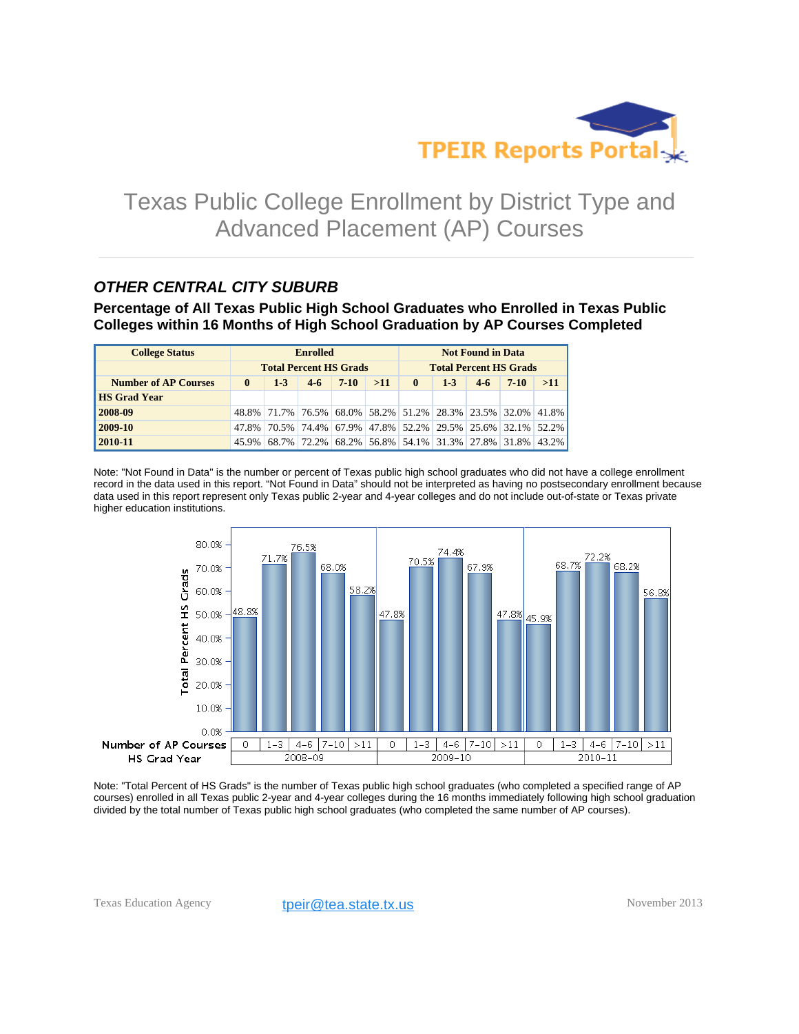TPEIR Reports Portal

# Texas Public College Enrollment by District Type and Advanced Placement (AP) Courses

## *OTHER CENTRAL CITY SUBURB*

### Percentage of All Texas Public High School Graduates who Enrolled in Texas Public Colleges within 16 Months of High School Graduation by AP Courses Completed

| College Status | Enrolled | | | | | Not Found in Data | | | | |
|---|---|---|---|---|---|---|---|---|---|---|
| | Total Percent HS Grads | | | | | Total Percent HS Grads | | | | |
| Number of AP Courses | 0 | 1-3 | 4-6 | 7-10 | >11 | 0 | 1-3 | 4-6 | 7-10 | >11 |
| HS Grad Year | | | | | | | | | | |
| 2008-09 | 48.8% | 71.7% | 76.5% | 68.0% | 58.2% | 51.2% | 28.3% | 23.5% | 32.0% | 41.8% |
| 2009-10 | 47.8% | 70.5% | 74.4% | 67.9% | 47.8% | 52.2% | 29.5% | 25.6% | 32.1% | 52.2% |
| 2010-11 | 45.9% | 68.7% | 72.2% | 68.2% | 56.8% | 54.1% | 31.3% | 27.8% | 31.8% | 43.2% |

Note: "Not Found in Data" is the number or percent of Texas public high school graduates who did not have a college enrollment record in the data used in this report. “Not Found in Data” should not be interpreted as having no postsecondary enrollment because data used in this report represent only Texas public 2-year and 4-year colleges and do not include out-of-state or Texas private higher education institutions.

Total Percent HS Grads
80.0%
70.0%
60.0%
50.0%
40.0%
30.0%
20.0%
10.0%
0.0%

48.8% 71.7% 76.5% 68.0% 58.2% 47.8% 70.5% 74.4% 67.9% 47.8% 45.9% 68.7% 72.2% 68.2% 56.8%

Number of AP Courses: 0 1-3 4-6 7-10 >11 0 1-3 4-6 7-10 >11 0 1-3 4-6 7-10 >11
HS Grad Year: 2008-09 2009-10 2010-11

Note: "Total Percent of HS Grads" is the number of Texas public high school graduates (who completed a specified range of AP courses) enrolled in all Texas public 2-year and 4-year colleges during the 16 months immediately following high school graduation divided by the total number of Texas public high school graduates (who completed the same number of AP courses).

Texas Education Agency    tpeir@tea.state.tx.us    November 2013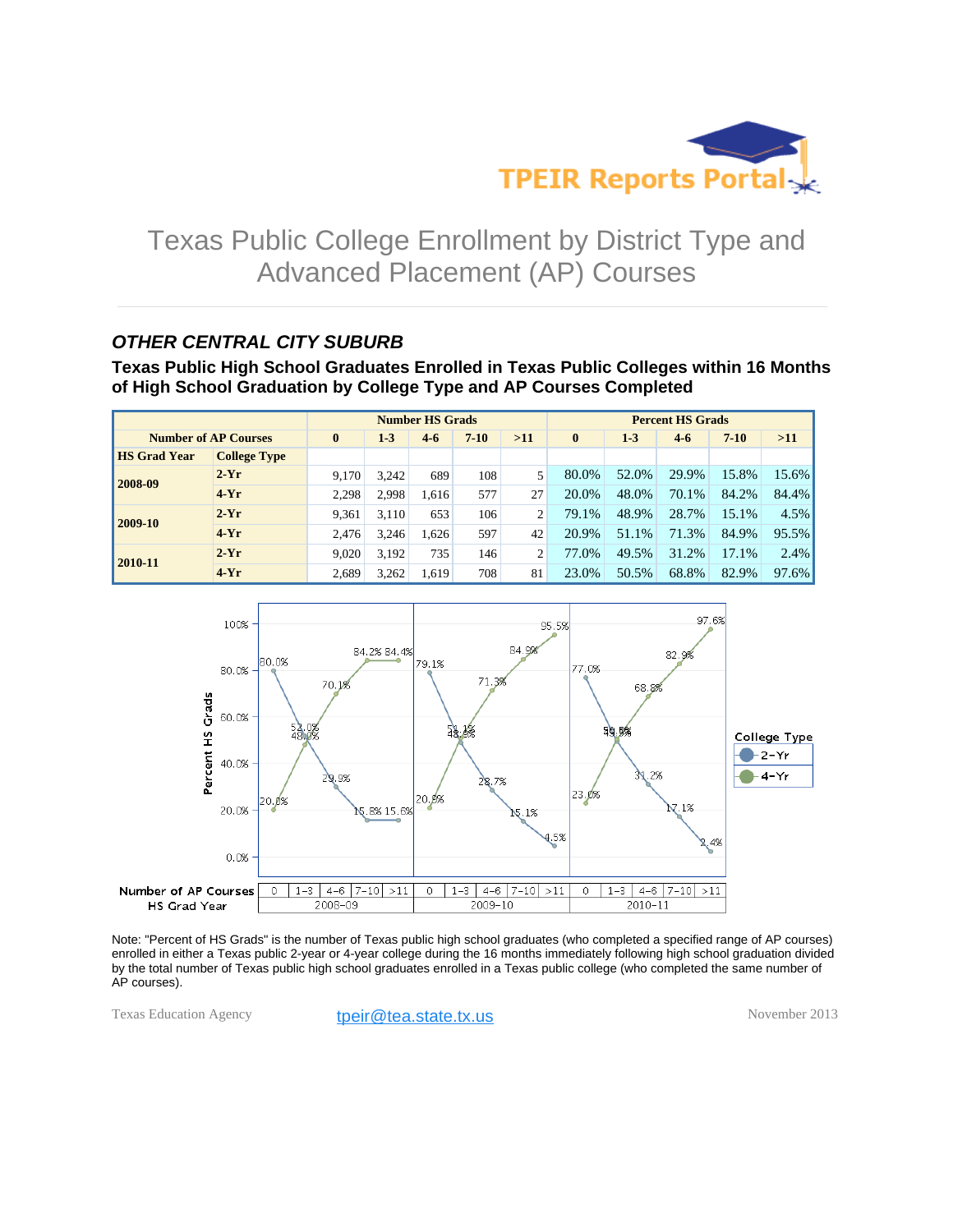TPEIR Reports Portal

# Texas Public College Enrollment by District Type and Advanced Placement (AP) Courses

## *OTHER CENTRAL CITY SUBURB*

### Texas Public High School Graduates Enrolled in Texas Public Colleges within 16 Months of High School Graduation by College Type and AP Courses Completed

| | | Number HS Grads | | | | | Percent HS Grads | | | | |
|---|---|---|---|---|---|---|---|---|---|---|---|
| **Number of AP Courses** | | **0** | **1-3** | **4-6** | **7-10** | **>11** | **0** | **1-3** | **4-6** | **7-10** | **>11** |
| **HS Grad Year** | **College Type** | | | | | | | | | | |
| **2008-09** | **2-Yr** | 9,170 | 3,242 | 689 | 108 | 5 | 80.0% | 52.0% | 29.9% | 15.8% | 15.6% |
| | **4-Yr** | 2,298 | 2,998 | 1,616 | 577 | 27 | 20.0% | 48.0% | 70.1% | 84.2% | 84.4% |
| **2009-10** | **2-Yr** | 9,361 | 3,110 | 653 | 106 | 2 | 79.1% | 48.9% | 28.7% | 15.1% | 4.5% |
| | **4-Yr** | 2,476 | 3,246 | 1,626 | 597 | 42 | 20.9% | 51.1% | 71.3% | 84.9% | 95.5% |
| **2010-11** | **2-Yr** | 9,020 | 3,192 | 735 | 146 | 2 | 77.0% | 49.5% | 31.2% | 17.1% | 2.4% |
| | **4-Yr** | 2,689 | 3,262 | 1,619 | 708 | 81 | 23.0% | 50.5% | 68.8% | 82.9% | 97.6% |

Percent HS Grads
100%
80.0%
60.0%
40.0%
20.0%
0.0%

80.0% 52.0% 29.9% 15.8% 15.6%
20.0% 48.0% 70.1% 84.2% 84.4%
79.1% 48.9% 28.7% 15.1% 4.5%
20.9% 51.1% 71.3% 84.9% 95.5%
77.0% 49.5% 31.2% 17.1% 2.4%
23.0% 50.5% 68.8% 82.9% 97.6%

Number of AP Courses: 0 | 1-3 | 4-6 | 7-10 | >11
HS Grad Year: 2008-09 | 2009-10 | 2010-11

College Type
2-Yr
4-Yr

Note: "Percent of HS Grads" is the number of Texas public high school graduates (who completed a specified range of AP courses) enrolled in either a Texas public 2-year or 4-year college during the 16 months immediately following high school graduation divided by the total number of Texas public high school graduates enrolled in a Texas public college (who completed the same number of AP courses).

Texas Education Agency | tpeir@tea.state.tx.us | November 2013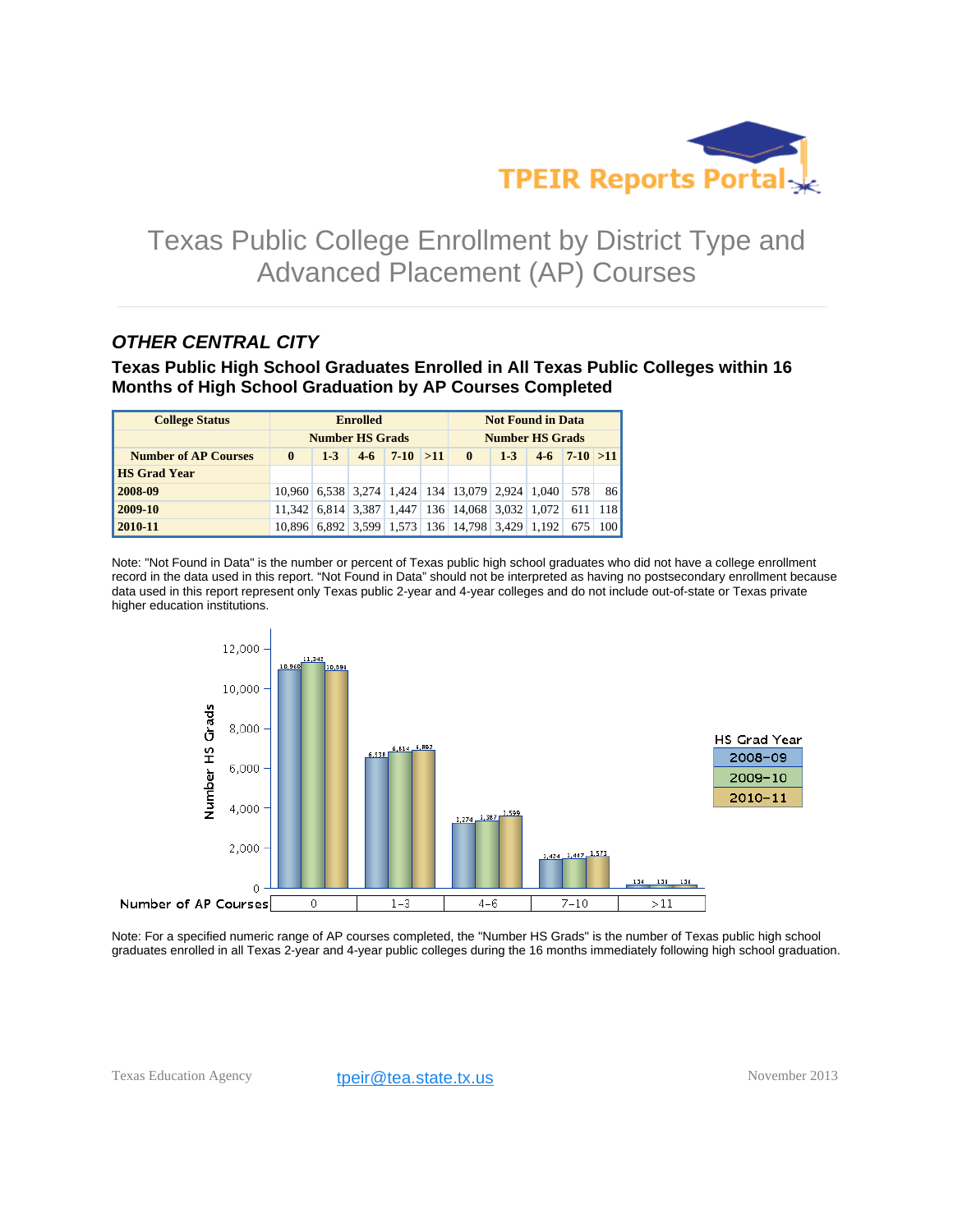TPEIR Reports Portal

# Texas Public College Enrollment by District Type and Advanced Placement (AP) Courses

## *OTHER CENTRAL CITY*

### Texas Public High School Graduates Enrolled in All Texas Public Colleges within 16 Months of High School Graduation by AP Courses Completed

| College Status | Enrolled | | | | | Not Found in Data | | | | |
|---|---|---|---|---|---|---|---|---|---|---|
| | Number HS Grads | | | | | Number HS Grads | | | | |
| Number of AP Courses | 0 | 1-3 | 4-6 | 7-10 | >11 | 0 | 1-3 | 4-6 | 7-10 | >11 |
| HS Grad Year | | | | | | | | | | |
| 2008-09 | 10,960 | 6,538 | 3,274 | 1,424 | 134 | 13,079 | 2,924 | 1,040 | 578 | 86 |
| 2009-10 | 11,342 | 6,814 | 3,387 | 1,447 | 136 | 14,068 | 3,032 | 1,072 | 611 | 118 |
| 2010-11 | 10,896 | 6,892 | 3,599 | 1,573 | 136 | 14,798 | 3,429 | 1,192 | 675 | 100 |

Note: "Not Found in Data" is the number or percent of Texas public high school graduates who did not have a college enrollment record in the data used in this report. "Not Found in Data" should not be interpreted as having no postsecondary enrollment because data used in this report represent only Texas public 2-year and 4-year colleges and do not include out-of-state or Texas private higher education institutions.

Number HS Grads
12,000
10,000
8,000
6,000
4,000
2,000
0
10,960 11,342 10,896
6,538 6,814 6,892
3,274 3,387 3,599
1,424 1,447 1,573
134 136 136
Number of AP Courses
0
1-3
4-6
7-10
>11
HS Grad Year
2008-09
2009-10
2010-11

Note: For a specified numeric range of AP courses completed, the "Number HS Grads" is the number of Texas public high school graduates enrolled in all Texas 2-year and 4-year public colleges during the 16 months immediately following high school graduation.

Texas Education Agency | tpeir@tea.state.tx.us | November 2013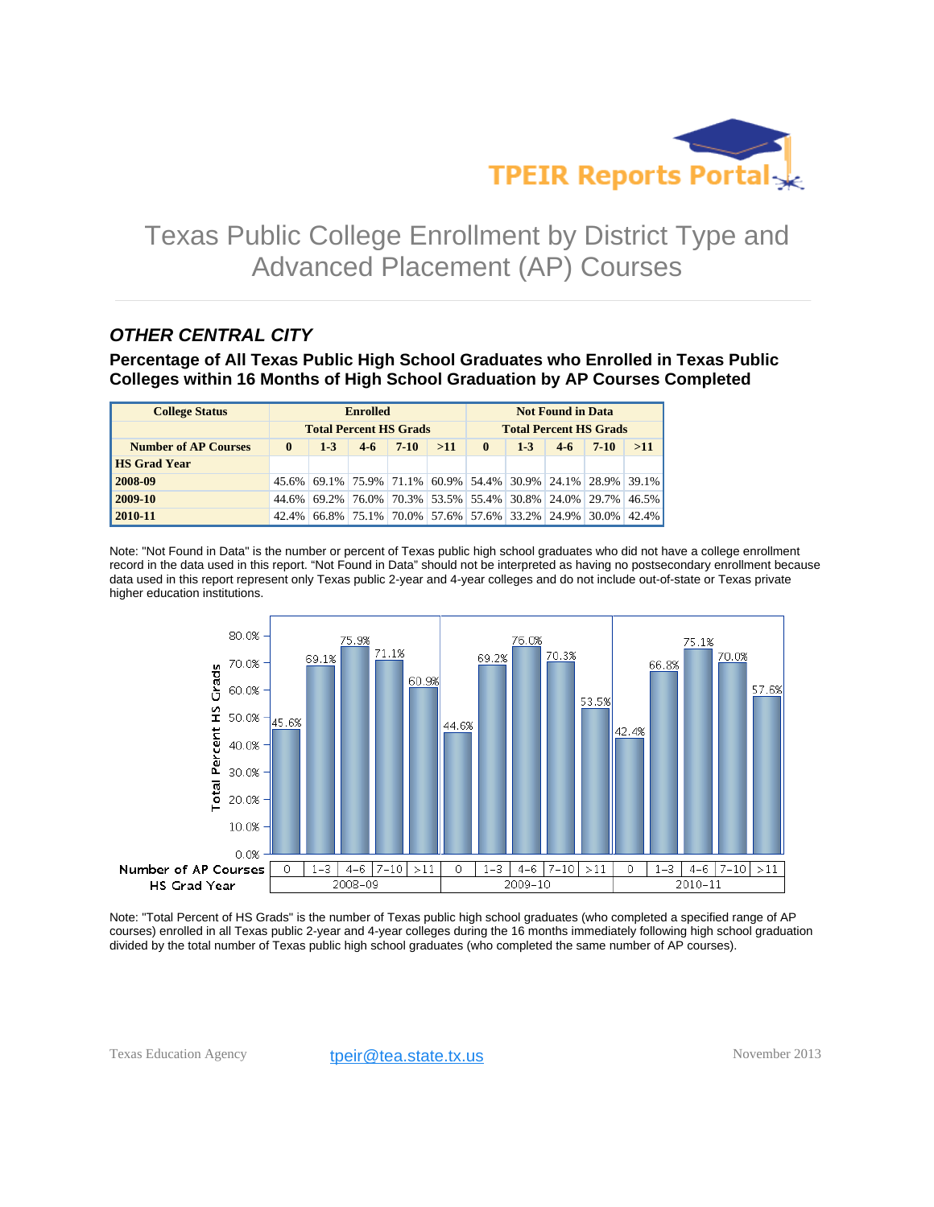TPEIR Reports Portal

# Texas Public College Enrollment by District Type and Advanced Placement (AP) Courses

## *OTHER CENTRAL CITY*

### Percentage of All Texas Public High School Graduates who Enrolled in Texas Public Colleges within 16 Months of High School Graduation by AP Courses Completed

| College Status | Enrolled | | | | | Not Found in Data | | | | |
|---|---|---|---|---|---|---|---|---|---|---|
| | Total Percent HS Grads | | | | | Total Percent HS Grads | | | | |
| Number of AP Courses | 0 | 1-3 | 4-6 | 7-10 | >11 | 0 | 1-3 | 4-6 | 7-10 | >11 |
| HS Grad Year | | | | | | | | | | |
| 2008-09 | 45.6% | 69.1% | 75.9% | 71.1% | 60.9% | 54.4% | 30.9% | 24.1% | 28.9% | 39.1% |
| 2009-10 | 44.6% | 69.2% | 76.0% | 70.3% | 53.5% | 55.4% | 30.8% | 24.0% | 29.7% | 46.5% |
| 2010-11 | 42.4% | 66.8% | 75.1% | 70.0% | 57.6% | 57.6% | 33.2% | 24.9% | 30.0% | 42.4% |

Note: "Not Found in Data" is the number or percent of Texas public high school graduates who did not have a college enrollment record in the data used in this report. "Not Found in Data" should not be interpreted as having no postsecondary enrollment because data used in this report represent only Texas public 2-year and 4-year colleges and do not include out-of-state or Texas private higher education institutions.

Total Percent HS Grads

80.0%
70.0%
60.0%
50.0%
40.0%
30.0%
20.0%
10.0%
0.0%

45.6% 69.1% 75.9% 71.1% 60.9% 44.6% 69.2% 76.0% 70.3% 53.5% 42.4% 66.8% 75.1% 70.0% 57.6%

Number of AP Courses: 0 | 1-3 | 4-6 | 7-10 | >11 | 0 | 1-3 | 4-6 | 7-10 | >11 | 0 | 1-3 | 4-6 | 7-10 | >11

HS Grad Year: 2008-09 | 2009-10 | 2010-11

Note: "Total Percent of HS Grads" is the number of Texas public high school graduates (who completed a specified range of AP courses) enrolled in all Texas public 2-year and 4-year colleges during the 16 months immediately following high school graduation divided by the total number of Texas public high school graduates (who completed the same number of AP courses).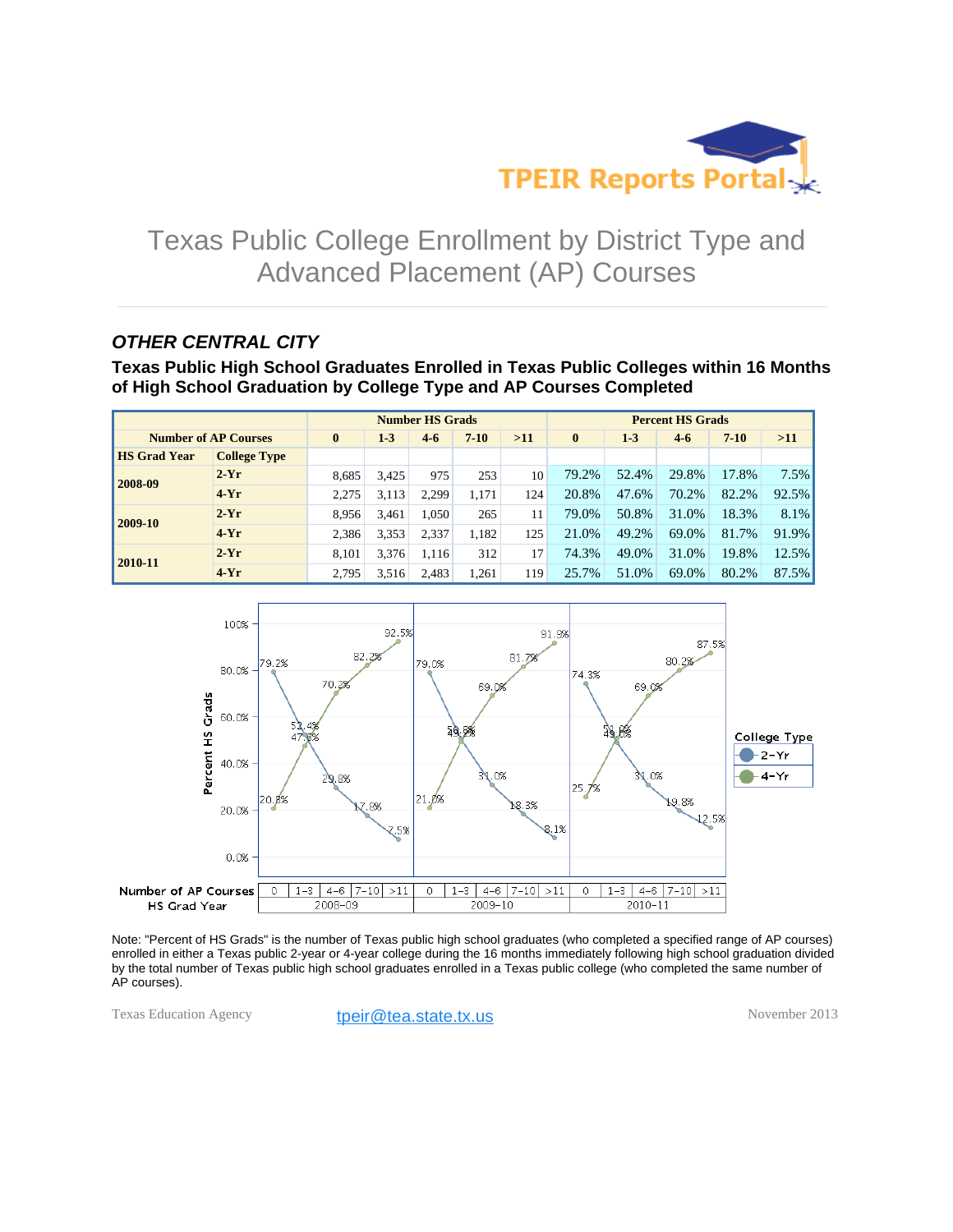# Texas Public College Enrollment by District Type and Advanced Placement (AP) Courses

## *OTHER CENTRAL CITY*

### Texas Public High School Graduates Enrolled in Texas Public Colleges within 16 Months of High School Graduation by College Type and AP Courses Completed

| | | Number HS Grads | | | | | Percent HS Grads | | | | |
|---|---|---|---|---|---|---|---|---|---|---|---|
| Number of AP Courses | | 0 | 1-3 | 4-6 | 7-10 | >11 | 0 | 1-3 | 4-6 | 7-10 | >11 |
| **HS Grad Year** | **College Type** | | | | | | | | | | |
| **2008-09** | **2-Yr** | 8,685 | 3,425 | 975 | 253 | 10 | 79.2% | 52.4% | 29.8% | 17.8% | 7.5% |
| | **4-Yr** | 2,275 | 3,113 | 2,299 | 1,171 | 124 | 20.8% | 47.6% | 70.2% | 82.2% | 92.5% |
| **2009-10** | **2-Yr** | 8,956 | 3,461 | 1,050 | 265 | 11 | 79.0% | 50.8% | 31.0% | 18.3% | 8.1% |
| | **4-Yr** | 2,386 | 3,353 | 2,337 | 1,182 | 125 | 21.0% | 49.2% | 69.0% | 81.7% | 91.9% |
| **2010-11** | **2-Yr** | 8,101 | 3,376 | 1,116 | 312 | 17 | 74.3% | 49.0% | 31.0% | 19.8% | 12.5% |
| | **4-Yr** | 2,795 | 3,516 | 2,483 | 1,261 | 119 | 25.7% | 51.0% | 69.0% | 80.2% | 87.5% |

Percent HS Grads

100%
80.0%
60.0%
40.0%
20.0%
0.0%

79.2% 52.4% 47.6% 29.8% 17.8% 7.5% 20.8% 70.2% 82.2% 92.5%
79.0% 50.8% 49.2% 31.0% 18.3% 8.1% 21.0% 69.0% 81.7% 91.9%
74.3% 51.0% 49.0% 31.0% 19.8% 12.5% 25.7% 69.0% 80.2% 87.5%

Number of AP Courses: 0 | 1-3 | 4-6 | 7-10 | >11 | 0 | 1-3 | 4-6 | 7-10 | >11 | 0 | 1-3 | 4-6 | 7-10 | >11

HS Grad Year: 2008-09 | 2009-10 | 2010-11

College Type
2-Yr
4-Yr

Note: "Percent of HS Grads" is the number of Texas public high school graduates (who completed a specified range of AP courses) enrolled in either a Texas public 2-year or 4-year college during the 16 months immediately following high school graduation divided by the total number of Texas public high school graduates enrolled in a Texas public college (who completed the same number of AP courses).

Texas Education Agency | tpeir@tea.state.tx.us | November 2013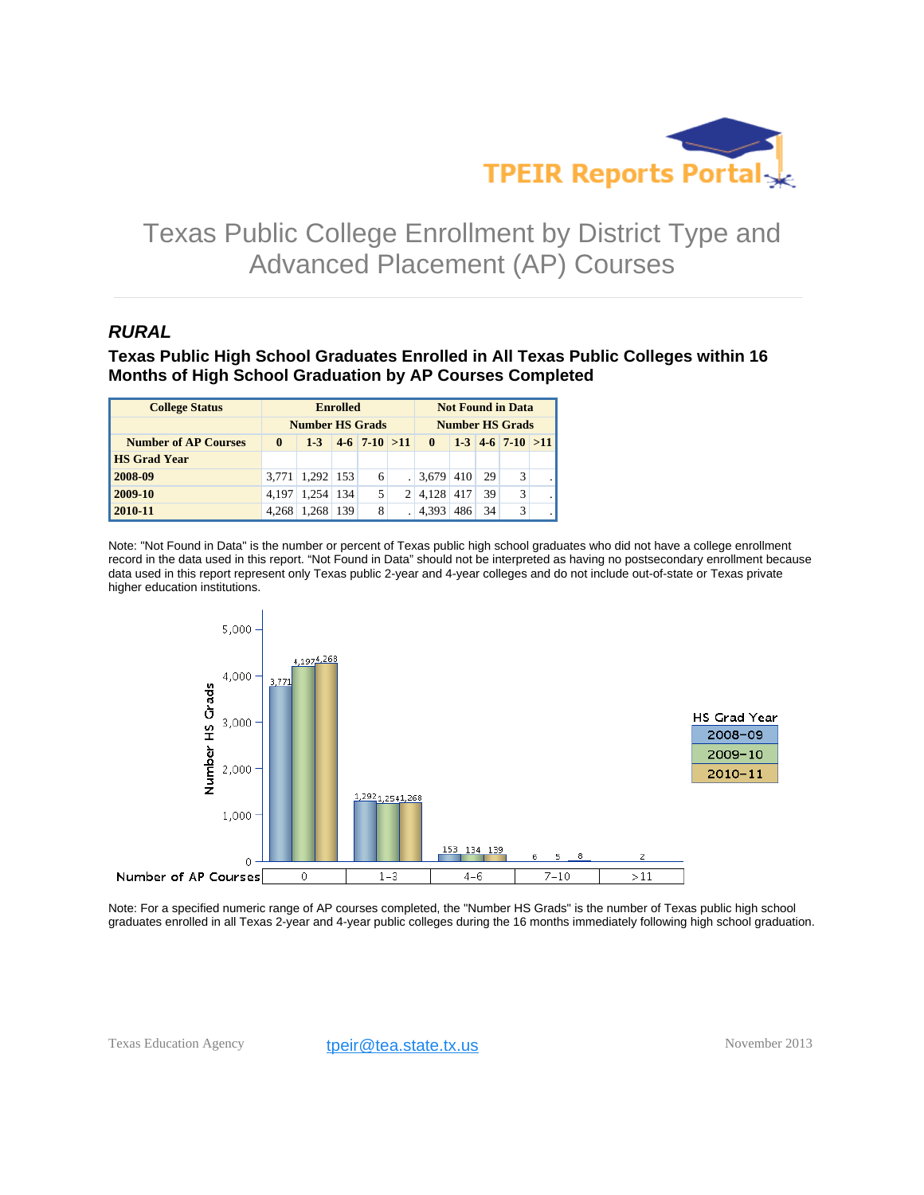# Texas Public College Enrollment by District Type and Advanced Placement (AP) Courses

## *RURAL*

### Texas Public High School Graduates Enrolled in All Texas Public Colleges within 16 Months of High School Graduation by AP Courses Completed

| College Status | Enrolled | | | | | Not Found in Data | | | | |
|---|---|---|---|---|---|---|---|---|---|---|
| | Number HS Grads | | | | | Number HS Grads | | | | |
| Number of AP Courses | 0 | 1-3 | 4-6 | 7-10 | >11 | 0 | 1-3 | 4-6 | 7-10 | >11 |
| HS Grad Year | | | | | | | | | | |
| 2008-09 | 3,771 | 1,292 | 153 | 6 | . | 3,679 | 410 | 29 | 3 | . |
| 2009-10 | 4,197 | 1,254 | 134 | 5 | 2 | 4,128 | 417 | 39 | 3 | . |
| 2010-11 | 4,268 | 1,268 | 139 | 8 | . | 4,393 | 486 | 34 | 3 | . |

Note: "Not Found in Data" is the number or percent of Texas public high school graduates who did not have a college enrollment record in the data used in this report. "Not Found in Data" should not be interpreted as having no postsecondary enrollment because data used in this report represent only Texas public 2-year and 4-year colleges and do not include out-of-state or Texas private higher education institutions.

Number HS Grads
5,000
4,000
3,000
2,000
1,000
0
3,771 4,197 4,268
1,292 1,254 1,268
153 134 139
6 5 8
2
Number of AP Courses
0
1-3
4-6
7-10
>11
HS Grad Year
2008-09
2009-10
2010-11

Note: For a specified numeric range of AP courses completed, the "Number HS Grads" is the number of Texas public high school graduates enrolled in all Texas 2-year and 4-year public colleges during the 16 months immediately following high school graduation.

Texas Education Agency tpeir@tea.state.tx.us November 2013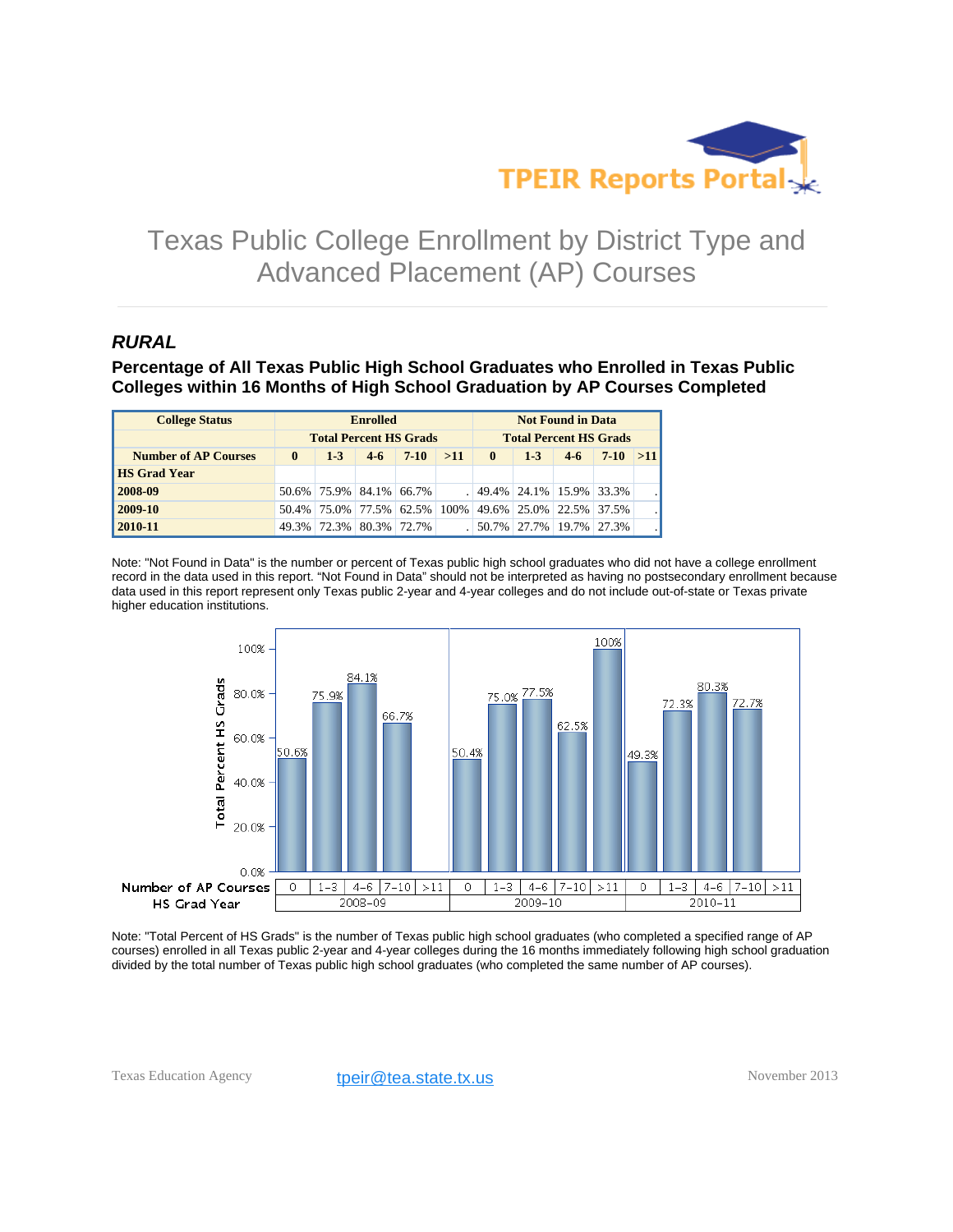TPEIR Reports Portal

# Texas Public College Enrollment by District Type and Advanced Placement (AP) Courses

## *RURAL*

### Percentage of All Texas Public High School Graduates who Enrolled in Texas Public Colleges within 16 Months of High School Graduation by AP Courses Completed

| College Status | Enrolled | | | | | Not Found in Data | | | | |
|---|---|---|---|---|---|---|---|---|---|---|
| | Total Percent HS Grads | | | | | Total Percent HS Grads | | | | |
| Number of AP Courses | 0 | 1-3 | 4-6 | 7-10 | >11 | 0 | 1-3 | 4-6 | 7-10 | >11 |
| HS Grad Year | | | | | | | | | | |
| 2008-09 | 50.6% | 75.9% | 84.1% | 66.7% | . | 49.4% | 24.1% | 15.9% | 33.3% | . |
| 2009-10 | 50.4% | 75.0% | 77.5% | 62.5% | 100% | 49.6% | 25.0% | 22.5% | 37.5% | . |
| 2010-11 | 49.3% | 72.3% | 80.3% | 72.7% | . | 50.7% | 27.7% | 19.7% | 27.3% | . |

Note: "Not Found in Data" is the number or percent of Texas public high school graduates who did not have a college enrollment record in the data used in this report. "Not Found in Data" should not be interpreted as having no postsecondary enrollment because data used in this report represent only Texas public 2-year and 4-year colleges and do not include out-of-state or Texas private higher education institutions.

Total Percent HS Grads
100%
80.0%
60.0%
40.0%
20.0%
0.0%
50.6% 75.9% 84.1% 66.7%
50.4% 75.0% 77.5% 62.5% 100%
49.3% 72.3% 80.3% 72.7%
Number of AP Courses: 0 1-3 4-6 7-10 >11 0 1-3 4-6 7-10 >11 0 1-3 4-6 7-10 >11
HS Grad Year: 2008-09 2009-10 2010-11

Note: "Total Percent of HS Grads" is the number of Texas public high school graduates (who completed a specified range of AP courses) enrolled in all Texas public 2-year and 4-year colleges during the 16 months immediately following high school graduation divided by the total number of Texas public high school graduates (who completed the same number of AP courses).

Texas Education Agency — tpeir@tea.state.tx.us — November 2013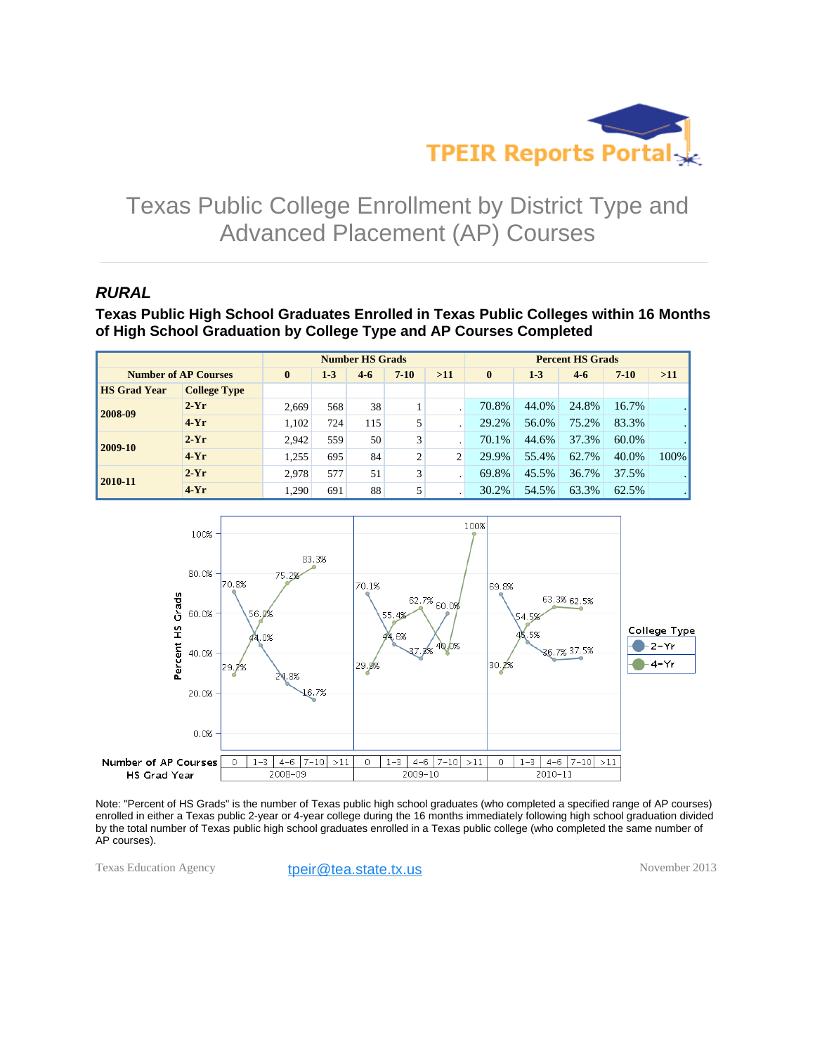TPEIR Reports Portal

# Texas Public College Enrollment by District Type and Advanced Placement (AP) Courses

## *RURAL*

### Texas Public High School Graduates Enrolled in Texas Public Colleges within 16 Months of High School Graduation by College Type and AP Courses Completed

| | | Number HS Grads | | | | | Percent HS Grads | | | | |
|---|---|---|---|---|---|---|---|---|---|---|---|
| Number of AP Courses | | 0 | 1-3 | 4-6 | 7-10 | >11 | 0 | 1-3 | 4-6 | 7-10 | >11 |
| **HS Grad Year** | **College Type** | | | | | | | | | | |
| **2008-09** | **2-Yr** | 2,669 | 568 | 38 | 1 | . | 70.8% | 44.0% | 24.8% | 16.7% | . |
| | **4-Yr** | 1,102 | 724 | 115 | 5 | . | 29.2% | 56.0% | 75.2% | 83.3% | . |
| **2009-10** | **2-Yr** | 2,942 | 559 | 50 | 3 | . | 70.1% | 44.6% | 37.3% | 60.0% | . |
| | **4-Yr** | 1,255 | 695 | 84 | 2 | 2 | 29.9% | 55.4% | 62.7% | 40.0% | 100% |
| **2010-11** | **2-Yr** | 2,978 | 577 | 51 | 3 | . | 69.8% | 45.5% | 36.7% | 37.5% | . |
| | **4-Yr** | 1,290 | 691 | 88 | 5 | . | 30.2% | 54.5% | 63.3% | 62.5% | . |

Percent HS Grads
100%
80.0%
60.0%
40.0%
20.0%
0.0%

2008-09: 70.8% 44.0% 24.8% 16.7% 29.2% 56.0% 75.2% 83.3%
2009-10: 70.1% 44.6% 37.3% 60.0% 29.9% 55.4% 62.7% 40.0% 100%
2010-11: 69.8% 45.5% 36.7% 37.5% 30.2% 54.5% 63.3% 62.5%

Number of AP Courses: 0 | 1-3 | 4-6 | 7-10 | >11
HS Grad Year: 2008-09 | 2009-10 | 2010-11

College Type
2-Yr
4-Yr

Note: "Percent of HS Grads" is the number of Texas public high school graduates (who completed a specified range of AP courses) enrolled in either a Texas public 2-year or 4-year college during the 16 months immediately following high school graduation divided by the total number of Texas public high school graduates enrolled in a Texas public college (who completed the same number of AP courses).

Texas Education Agency    tpeir@tea.state.tx.us    November 2013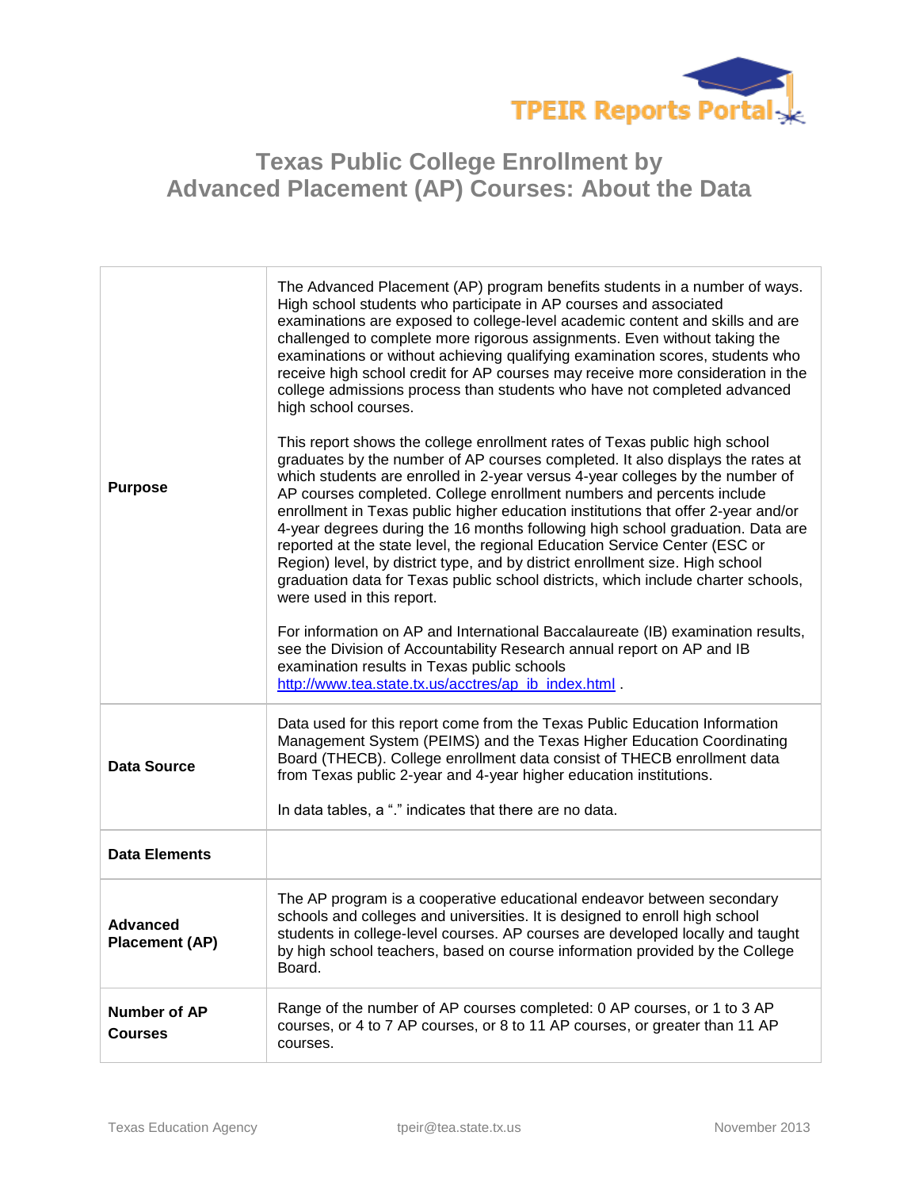# Texas Public College Enrollment by Advanced Placement (AP) Courses: About the Data

| | |
|---|---|
| **Purpose** | The Advanced Placement (AP) program benefits students in a number of ways. High school students who participate in AP courses and associated examinations are exposed to college-level academic content and skills and are challenged to complete more rigorous assignments. Even without taking the examinations or without achieving qualifying examination scores, students who receive high school credit for AP courses may receive more consideration in the college admissions process than students who have not completed advanced high school courses.<br><br>This report shows the college enrollment rates of Texas public high school graduates by the number of AP courses completed. It also displays the rates at which students are enrolled in 2-year versus 4-year colleges by the number of AP courses completed. College enrollment numbers and percents include enrollment in Texas public higher education institutions that offer 2-year and/or 4-year degrees during the 16 months following high school graduation. Data are reported at the state level, the regional Education Service Center (ESC or Region) level, by district type, and by district enrollment size. High school graduation data for Texas public school districts, which include charter schools, were used in this report.<br><br>For information on AP and International Baccalaureate (IB) examination results, see the Division of Accountability Research annual report on AP and IB examination results in Texas public schools http://www.tea.state.tx.us/acctres/ap_ib_index.html . |
| **Data Source** | Data used for this report come from the Texas Public Education Information Management System (PEIMS) and the Texas Higher Education Coordinating Board (THECB). College enrollment data consist of THECB enrollment data from Texas public 2-year and 4-year higher education institutions.<br><br>In data tables, a "." indicates that there are no data. |
| **Data Elements** | |
| **Advanced Placement (AP)** | The AP program is a cooperative educational endeavor between secondary schools and colleges and universities. It is designed to enroll high school students in college-level courses. AP courses are developed locally and taught by high school teachers, based on course information provided by the College Board. |
| **Number of AP Courses** | Range of the number of AP courses completed: 0 AP courses, or 1 to 3 AP courses, or 4 to 7 AP courses, or 8 to 11 AP courses, or greater than 11 AP courses. |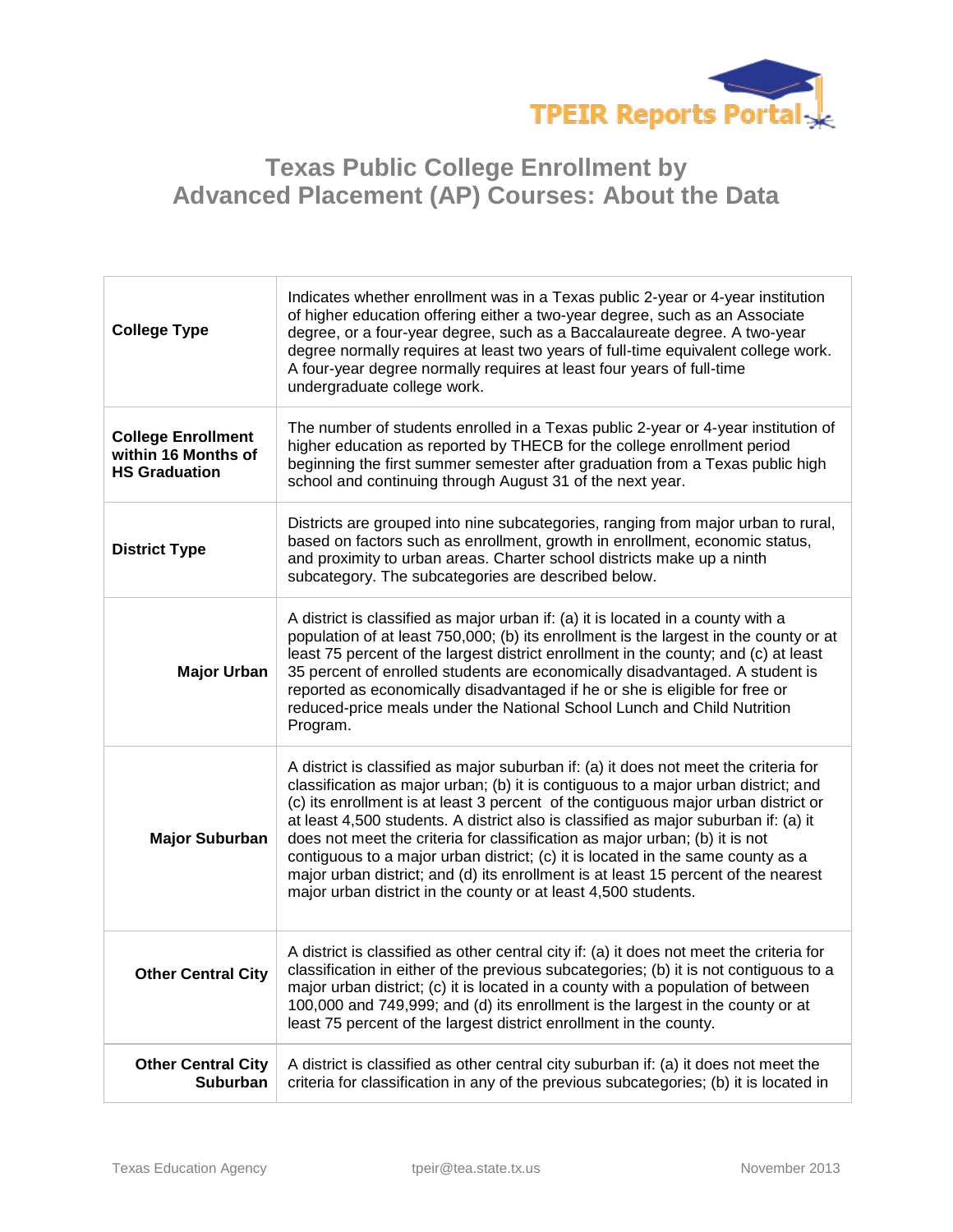# Texas Public College Enrollment by Advanced Placement (AP) Courses: About the Data

| | |
|---|---|
| **College Type** | Indicates whether enrollment was in a Texas public 2-year or 4-year institution of higher education offering either a two-year degree, such as an Associate degree, or a four-year degree, such as a Baccalaureate degree. A two-year degree normally requires at least two years of full-time equivalent college work. A four-year degree normally requires at least four years of full-time undergraduate college work. |
| **College Enrollment within 16 Months of HS Graduation** | The number of students enrolled in a Texas public 2-year or 4-year institution of higher education as reported by THECB for the college enrollment period beginning the first summer semester after graduation from a Texas public high school and continuing through August 31 of the next year. |
| **District Type** | Districts are grouped into nine subcategories, ranging from major urban to rural, based on factors such as enrollment, growth in enrollment, economic status, and proximity to urban areas. Charter school districts make up a ninth subcategory. The subcategories are described below. |
| **Major Urban** | A district is classified as major urban if: (a) it is located in a county with a population of at least 750,000; (b) its enrollment is the largest in the county or at least 75 percent of the largest district enrollment in the county; and (c) at least 35 percent of enrolled students are economically disadvantaged. A student is reported as economically disadvantaged if he or she is eligible for free or reduced-price meals under the National School Lunch and Child Nutrition Program. |
| **Major Suburban** | A district is classified as major suburban if: (a) it does not meet the criteria for classification as major urban; (b) it is contiguous to a major urban district; and (c) its enrollment is at least 3 percent of the contiguous major urban district or at least 4,500 students. A district also is classified as major suburban if: (a) it does not meet the criteria for classification as major urban; (b) it is not contiguous to a major urban district; (c) it is located in the same county as a major urban district; and (d) its enrollment is at least 15 percent of the nearest major urban district in the county or at least 4,500 students. |
| **Other Central City** | A district is classified as other central city if: (a) it does not meet the criteria for classification in either of the previous subcategories; (b) it is not contiguous to a major urban district; (c) it is located in a county with a population of between 100,000 and 749,999; and (d) its enrollment is the largest in the county or at least 75 percent of the largest district enrollment in the county. |
| **Other Central City Suburban** | A district is classified as other central city suburban if: (a) it does not meet the criteria for classification in any of the previous subcategories; (b) it is located in |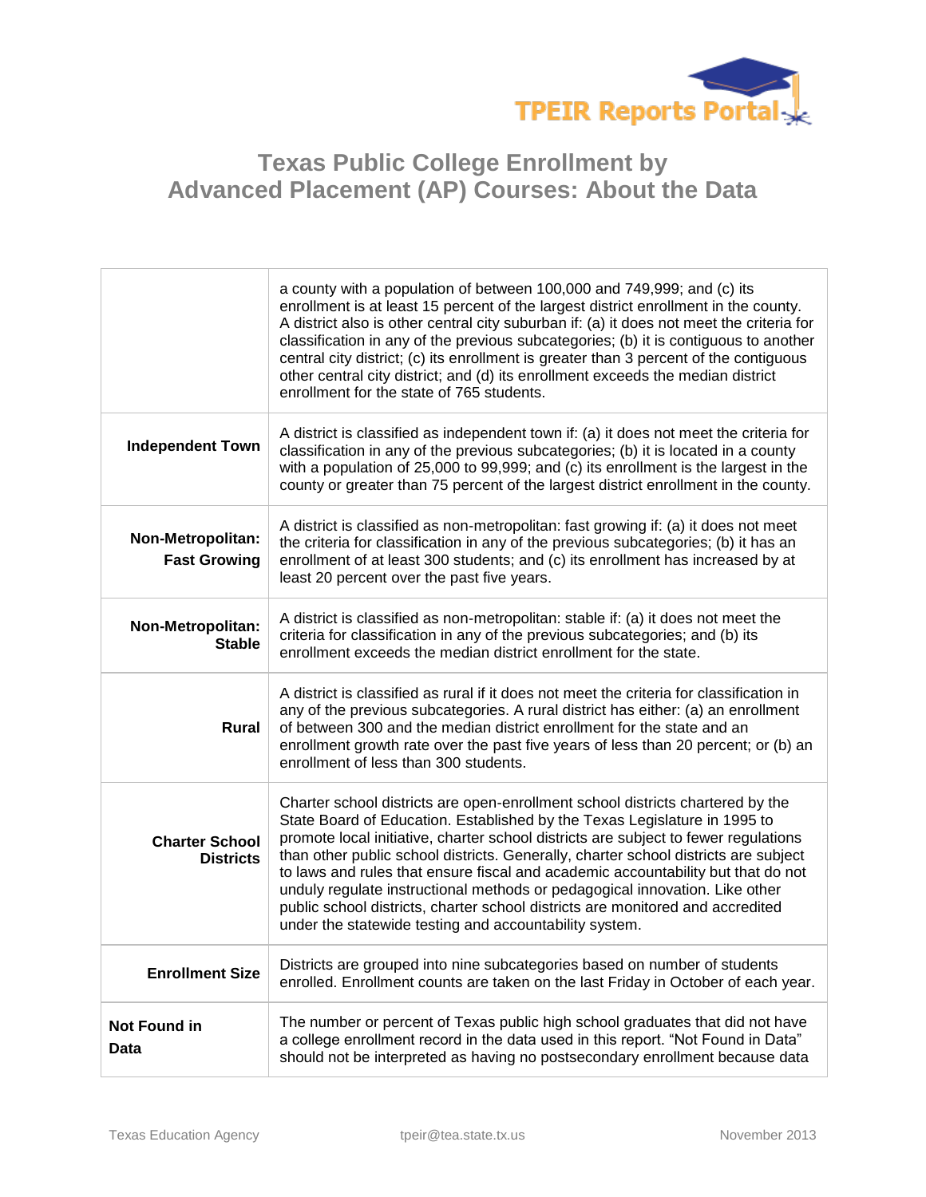TPEIR Reports Portal

# Texas Public College Enrollment by Advanced Placement (AP) Courses: About the Data

| | |
|---|---|
| | a county with a population of between 100,000 and 749,999; and (c) its enrollment is at least 15 percent of the largest district enrollment in the county. A district also is other central city suburban if: (a) it does not meet the criteria for classification in any of the previous subcategories; (b) it is contiguous to another central city district; (c) its enrollment is greater than 3 percent of the contiguous other central city district; and (d) its enrollment exceeds the median district enrollment for the state of 765 students. |
| **Independent Town** | A district is classified as independent town if: (a) it does not meet the criteria for classification in any of the previous subcategories; (b) it is located in a county with a population of 25,000 to 99,999; and (c) its enrollment is the largest in the county or greater than 75 percent of the largest district enrollment in the county. |
| **Non-Metropolitan: Fast Growing** | A district is classified as non-metropolitan: fast growing if: (a) it does not meet the criteria for classification in any of the previous subcategories; (b) it has an enrollment of at least 300 students; and (c) its enrollment has increased by at least 20 percent over the past five years. |
| **Non-Metropolitan: Stable** | A district is classified as non-metropolitan: stable if: (a) it does not meet the criteria for classification in any of the previous subcategories; and (b) its enrollment exceeds the median district enrollment for the state. |
| **Rural** | A district is classified as rural if it does not meet the criteria for classification in any of the previous subcategories. A rural district has either: (a) an enrollment of between 300 and the median district enrollment for the state and an enrollment growth rate over the past five years of less than 20 percent; or (b) an enrollment of less than 300 students. |
| **Charter School Districts** | Charter school districts are open-enrollment school districts chartered by the State Board of Education. Established by the Texas Legislature in 1995 to promote local initiative, charter school districts are subject to fewer regulations than other public school districts. Generally, charter school districts are subject to laws and rules that ensure fiscal and academic accountability but that do not unduly regulate instructional methods or pedagogical innovation. Like other public school districts, charter school districts are monitored and accredited under the statewide testing and accountability system. |
| **Enrollment Size** | Districts are grouped into nine subcategories based on number of students enrolled. Enrollment counts are taken on the last Friday in October of each year. |
| **Not Found in Data** | The number or percent of Texas public high school graduates that did not have a college enrollment record in the data used in this report. "Not Found in Data" should not be interpreted as having no postsecondary enrollment because data |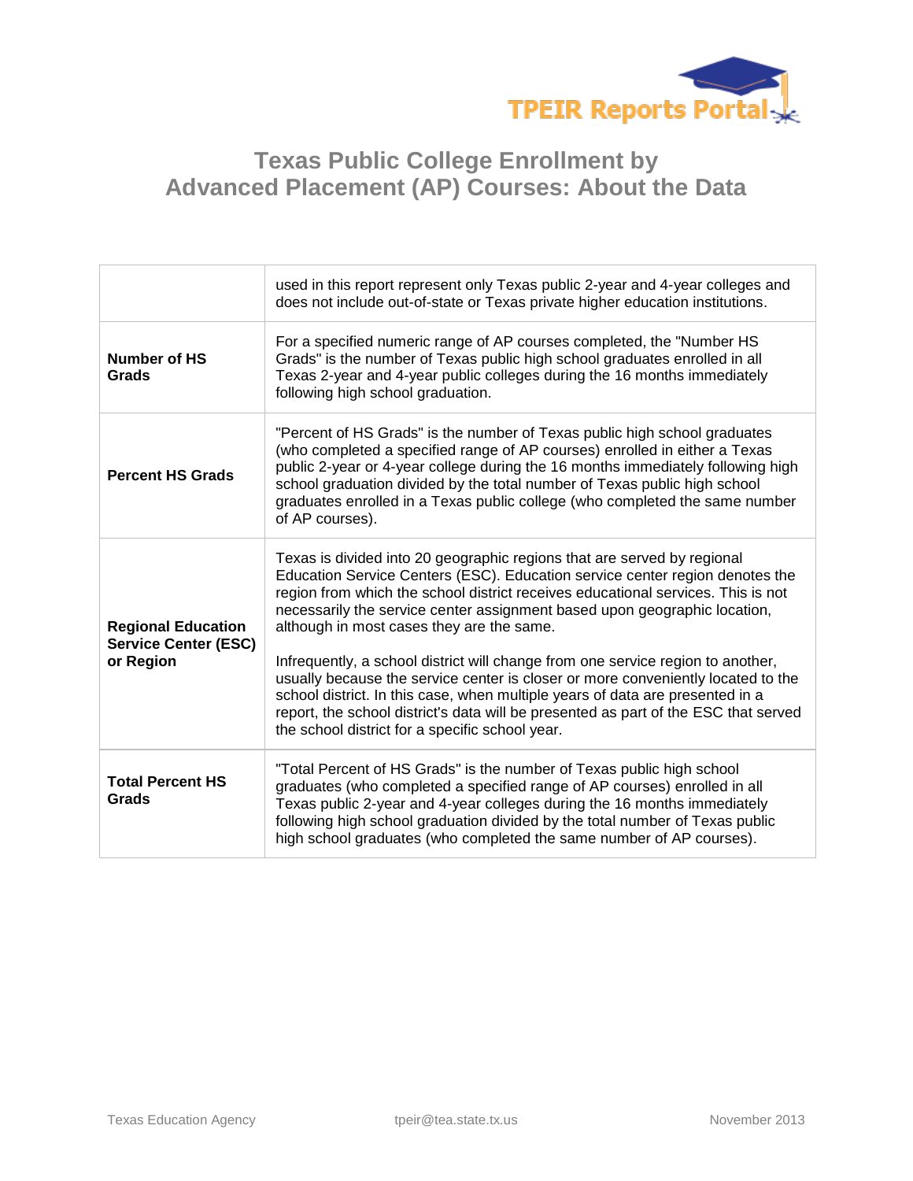# Texas Public College Enrollment by Advanced Placement (AP) Courses: About the Data

| | |
|---|---|
| | used in this report represent only Texas public 2-year and 4-year colleges and does not include out-of-state or Texas private higher education institutions. |
| **Number of HS Grads** | For a specified numeric range of AP courses completed, the "Number HS Grads" is the number of Texas public high school graduates enrolled in all Texas 2-year and 4-year public colleges during the 16 months immediately following high school graduation. |
| **Percent HS Grads** | "Percent of HS Grads" is the number of Texas public high school graduates (who completed a specified range of AP courses) enrolled in either a Texas public 2-year or 4-year college during the 16 months immediately following high school graduation divided by the total number of Texas public high school graduates enrolled in a Texas public college (who completed the same number of AP courses). |
| **Regional Education Service Center (ESC) or Region** | Texas is divided into 20 geographic regions that are served by regional Education Service Centers (ESC). Education service center region denotes the region from which the school district receives educational services. This is not necessarily the service center assignment based upon geographic location, although in most cases they are the same.<br><br>Infrequently, a school district will change from one service region to another, usually because the service center is closer or more conveniently located to the school district. In this case, when multiple years of data are presented in a report, the school district's data will be presented as part of the ESC that served the school district for a specific school year. |
| **Total Percent HS Grads** | "Total Percent of HS Grads" is the number of Texas public high school graduates (who completed a specified range of AP courses) enrolled in all Texas public 2-year and 4-year colleges during the 16 months immediately following high school graduation divided by the total number of Texas public high school graduates (who completed the same number of AP courses). |